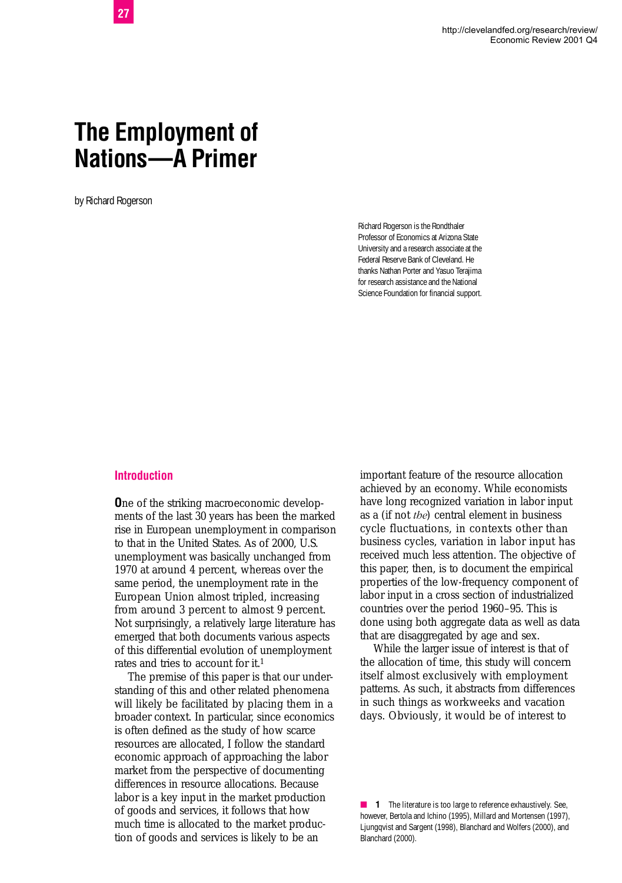# The Employment of Nations—A Primer

by Richard Rogerson

Richard Rogerson is the Rondthaler Professor of Economics at Arizona State University and a research associate at the Federal Reserve Bank of Cleveland. He thanks Nathan Porter and Yasuo Terajima for research assistance and the National Science Foundation for financial support.

## Introduction

One of the striking macroeconomic developments of the last 30 years has been the marked rise in European unemployment in comparison to that in the United States. As of 2000, U.S. unemployment was basically unchanged from 1970 at around 4 percent, whereas over the same period, the unemployment rate in the European Union almost tripled, increasing from around 3 percent to almost 9 percent. Not surprisingly, a relatively large literature has emerged that both documents various aspects of this differential evolution of unemployment rates and tries to account for it.[1]

The premise of this paper is that our understanding of this and other related phenomena will likely be facilitated by placing them in a broader context. In particular, since economics is often defined as the study of how scarce resources are allocated, I follow the standard economic approach of approaching the labor market from the perspective of documenting differences in resource allocations. Because labor is a key input in the market production of goods and services, it follows that how much time is allocated to the market production of goods and services is likely to be an important feature of the resource allocation achieved by an economy. While economists have long recognized variation in labor input as a (if not *the*) central element in business cycle fluctuations, in contexts other than business cycles, variation in labor input has received much less attention. The objective of this paper, then, is to document the empirical properties of the low-frequency component of labor input in a cross section of industrialized countries over the period 1960–95. This is done using both aggregate data as well as data that are disaggregated by age and sex.

While the larger issue of interest is that of the allocation of time, this study will concern itself almost exclusively with employment patterns. As such, it abstracts from differences in such things as workweeks and vacation days. Obviously, it would be of interest to

[1] The literature is too large to reference exhaustively. See, however, Bertola and Ichino (1995), Millard and Mortensen (1997), Ljungqvist and Sargent (1998), Blanchard and Wolfers (2000), and Blanchard (2000).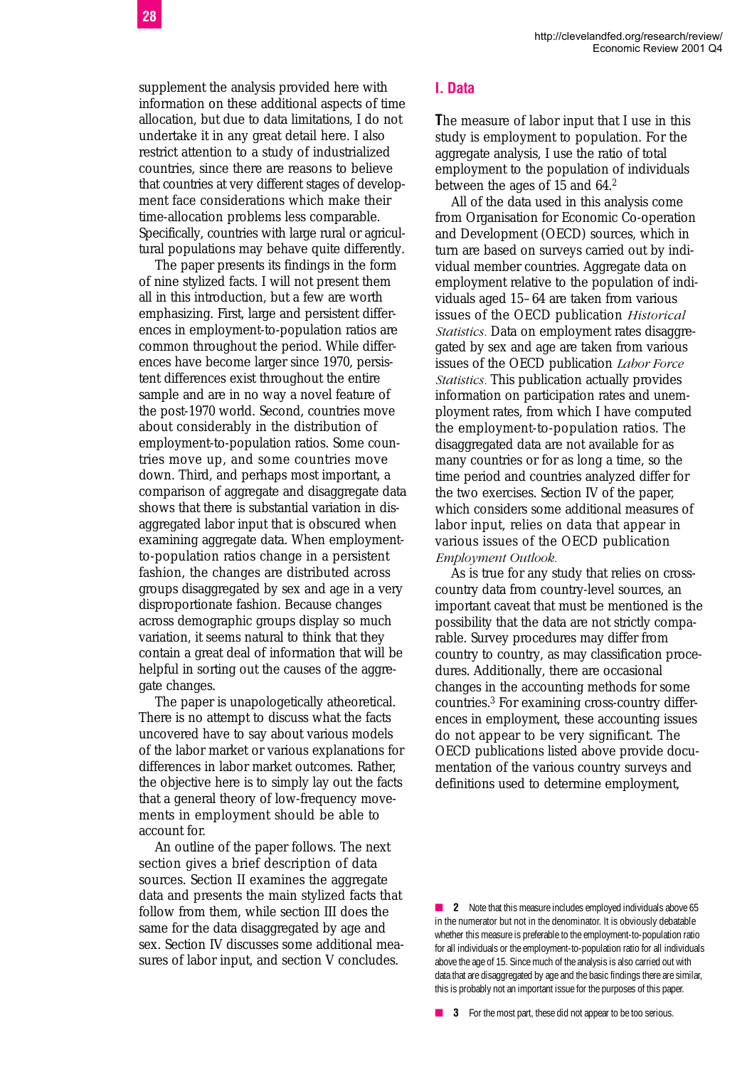supplement the analysis provided here with information on these additional aspects of time allocation, but due to data limitations, I do not undertake it in any great detail here. I also restrict attention to a study of industrialized countries, since there are reasons to believe that countries at very different stages of development face considerations which make their time-allocation problems less comparable. Specifically, countries with large rural or agricultural populations may behave quite differently.

The paper presents its findings in the form of nine stylized facts. I will not present them all in this introduction, but a few are worth emphasizing. First, large and persistent differences in employment-to-population ratios are common throughout the period. While differences have become larger since 1970, persistent differences exist throughout the entire sample and are in no way a novel feature of the post-1970 world. Second, countries move about considerably in the distribution of employment-to-population ratios. Some countries move up, and some countries move down. Third, and perhaps most important, a comparison of aggregate and disaggregate data shows that there is substantial variation in disaggregated labor input that is obscured when examining aggregate data. When employment-to-population ratios change in a persistent fashion, the changes are distributed across groups disaggregated by sex and age in a very disproportionate fashion. Because changes across demographic groups display so much variation, it seems natural to think that they contain a great deal of information that will be helpful in sorting out the causes of the aggregate changes.

The paper is unapologetically atheoretical. There is no attempt to discuss what the facts uncovered have to say about various models of the labor market or various explanations for differences in labor market outcomes. Rather, the objective here is to simply lay out the facts that a general theory of low-frequency movements in employment should be able to account for.

An outline of the paper follows. The next section gives a brief description of data sources. Section II examines the aggregate data and presents the main stylized facts that follow from them, while section III does the same for the data disaggregated by age and sex. Section IV discusses some additional measures of labor input, and section V concludes.

## I. Data

The measure of labor input that I use in this study is employment to population. For the aggregate analysis, I use the ratio of total employment to the population of individuals between the ages of 15 and 64.[2]

All of the data used in this analysis come from Organisation for Economic Co-operation and Development (OECD) sources, which in turn are based on surveys carried out by individual member countries. Aggregate data on employment relative to the population of individuals aged 15–64 are taken from various issues of the OECD publication *Historical Statistics.* Data on employment rates disaggregated by sex and age are taken from various issues of the OECD publication *Labor Force Statistics.* This publication actually provides information on participation rates and unemployment rates, from which I have computed the employment-to-population ratios. The disaggregated data are not available for as many countries or for as long a time, so the time period and countries analyzed differ for the two exercises. Section IV of the paper, which considers some additional measures of labor input, relies on data that appear in various issues of the OECD publication *Employment Outlook.*

As is true for any study that relies on cross-country data from country-level sources, an important caveat that must be mentioned is the possibility that the data are not strictly comparable. Survey procedures may differ from country to country, as may classification procedures. Additionally, there are occasional changes in the accounting methods for some countries.[3] For examining cross-country differences in employment, these accounting issues do not appear to be very significant. The OECD publications listed above provide documentation of the various country surveys and definitions used to determine employment,

2 Note that this measure includes employed individuals above 65 in the numerator but not in the denominator. It is obviously debatable whether this measure is preferable to the employment-to-population ratio for all individuals or the employment-to-population ratio for all individuals above the age of 15. Since much of the analysis is also carried out with data that are disaggregated by age and the basic findings there are similar, this is probably not an important issue for the purposes of this paper.

3 For the most part, these did not appear to be too serious.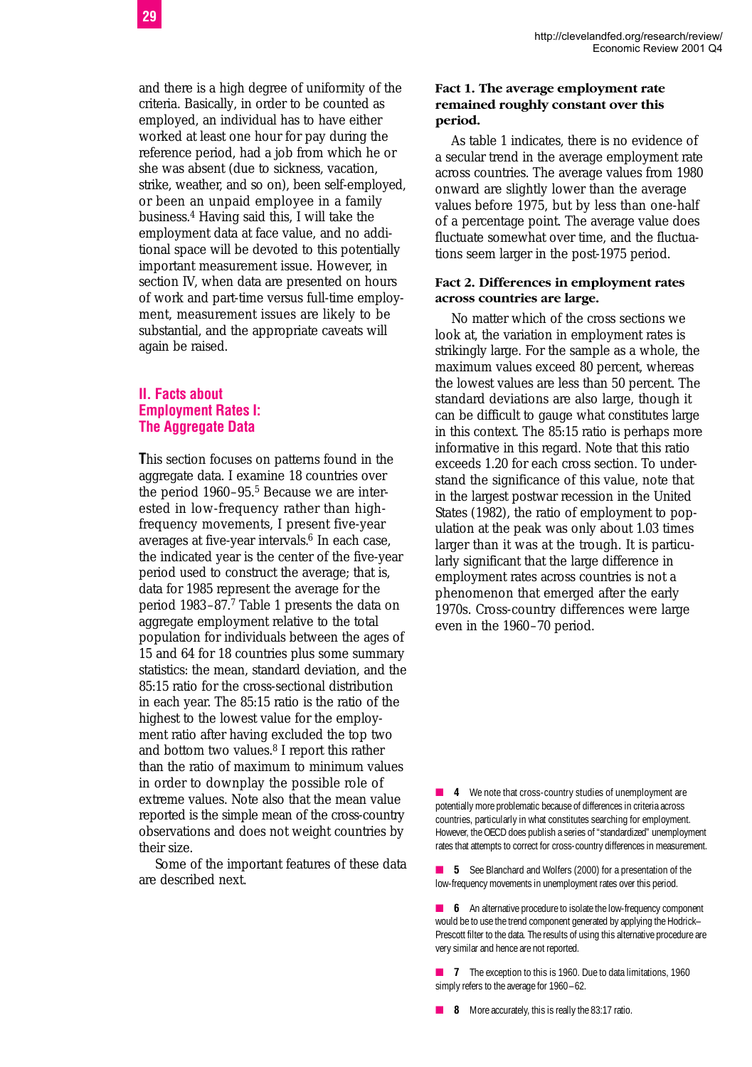and there is a high degree of uniformity of the criteria. Basically, in order to be counted as employed, an individual has to have either worked at least one hour for pay during the reference period, had a job from which he or she was absent (due to sickness, vacation, strike, weather, and so on), been self-employed, or been an unpaid employee in a family business.[4] Having said this, I will take the employment data at face value, and no additional space will be devoted to this potentially important measurement issue. However, in section IV, when data are presented on hours of work and part-time versus full-time employment, measurement issues are likely to be substantial, and the appropriate caveats will again be raised.

## II. Facts about Employment Rates I: The Aggregate Data

This section focuses on patterns found in the aggregate data. I examine 18 countries over the period 1960–95.[5] Because we are interested in low-frequency rather than high-frequency movements, I present five-year averages at five-year intervals.[6] In each case, the indicated year is the center of the five-year period used to construct the average; that is, data for 1985 represent the average for the period 1983–87.[7] Table 1 presents the data on aggregate employment relative to the total population for individuals between the ages of 15 and 64 for 18 countries plus some summary statistics: the mean, standard deviation, and the 85:15 ratio for the cross-sectional distribution in each year. The 85:15 ratio is the ratio of the highest to the lowest value for the employment ratio after having excluded the top two and bottom two values.[8] I report this rather than the ratio of maximum to minimum values in order to downplay the possible role of extreme values. Note also that the mean value reported is the simple mean of the cross-country observations and does not weight countries by their size.

Some of the important features of these data are described next.

**Fact 1. The average employment rate remained roughly constant over this period.**

As table 1 indicates, there is no evidence of a secular trend in the average employment rate across countries. The average values from 1980 onward are slightly lower than the average values before 1975, but by less than one-half of a percentage point. The average value does fluctuate somewhat over time, and the fluctuations seem larger in the post-1975 period.

**Fact 2. Differences in employment rates across countries are large.**

No matter which of the cross sections we look at, the variation in employment rates is strikingly large. For the sample as a whole, the maximum values exceed 80 percent, whereas the lowest values are less than 50 percent. The standard deviations are also large, though it can be difficult to gauge what constitutes large in this context. The 85:15 ratio is perhaps more informative in this regard. Note that this ratio exceeds 1.20 for each cross section. To understand the significance of this value, note that in the largest postwar recession in the United States (1982), the ratio of employment to population at the peak was only about 1.03 times larger than it was at the trough. It is particularly significant that the large difference in employment rates across countries is not a phenomenon that emerged after the early 1970s. Cross-country differences were large even in the 1960–70 period.

4 We note that cross-country studies of unemployment are potentially more problematic because of differences in criteria across countries, particularly in what constitutes searching for employment. However, the OECD does publish a series of "standardized" unemployment rates that attempts to correct for cross-country differences in measurement.

5 See Blanchard and Wolfers (2000) for a presentation of the low-frequency movements in unemployment rates over this period.

6 An alternative procedure to isolate the low-frequency component would be to use the trend component generated by applying the Hodrick–Prescott filter to the data. The results of using this alternative procedure are very similar and hence are not reported.

7 The exception to this is 1960. Due to data limitations, 1960 simply refers to the average for 1960–62.

8 More accurately, this is really the 83:17 ratio.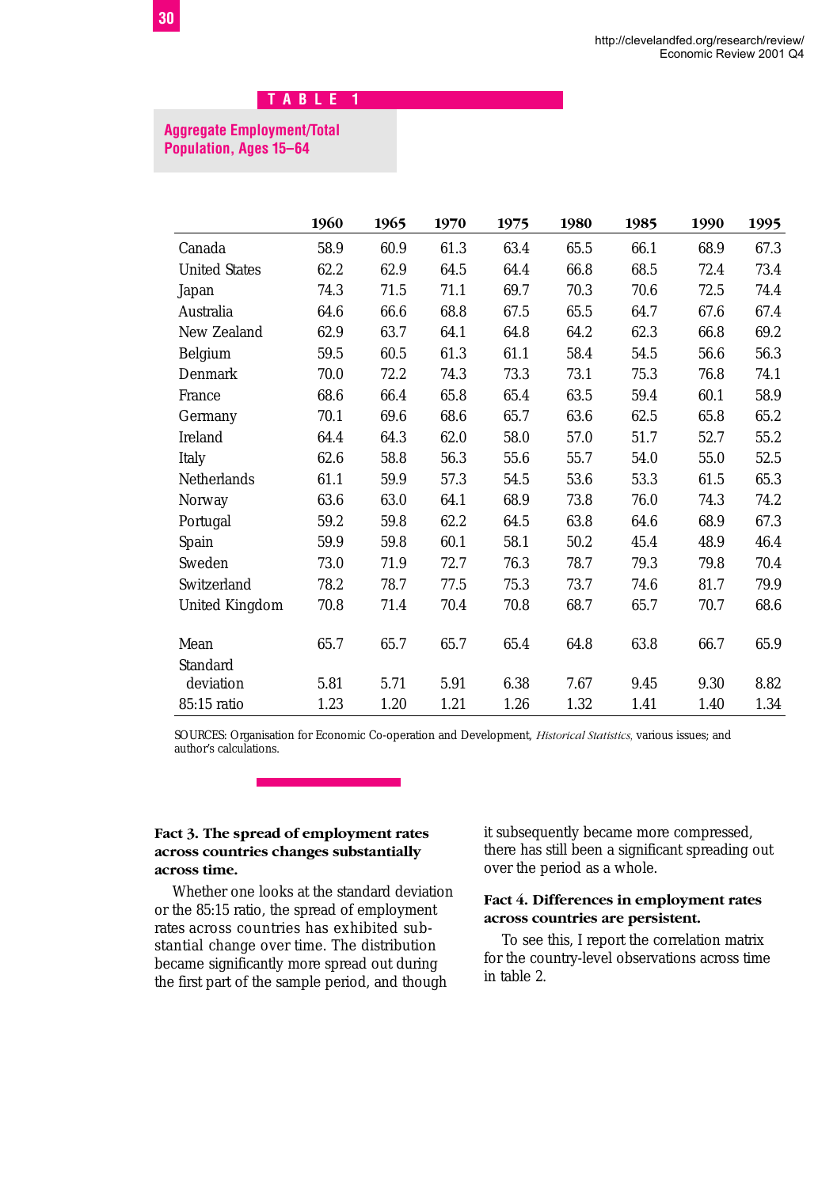**TABLE 1**

**Aggregate Employment/Total Population, Ages 15–64**

| | 1960 | 1965 | 1970 | 1975 | 1980 | 1985 | 1990 | 1995 |
|---|---|---|---|---|---|---|---|---|
| Canada | 58.9 | 60.9 | 61.3 | 63.4 | 65.5 | 66.1 | 68.9 | 67.3 |
| United States | 62.2 | 62.9 | 64.5 | 64.4 | 66.8 | 68.5 | 72.4 | 73.4 |
| Japan | 74.3 | 71.5 | 71.1 | 69.7 | 70.3 | 70.6 | 72.5 | 74.4 |
| Australia | 64.6 | 66.6 | 68.8 | 67.5 | 65.5 | 64.7 | 67.6 | 67.4 |
| New Zealand | 62.9 | 63.7 | 64.1 | 64.8 | 64.2 | 62.3 | 66.8 | 69.2 |
| Belgium | 59.5 | 60.5 | 61.3 | 61.1 | 58.4 | 54.5 | 56.6 | 56.3 |
| Denmark | 70.0 | 72.2 | 74.3 | 73.3 | 73.1 | 75.3 | 76.8 | 74.1 |
| France | 68.6 | 66.4 | 65.8 | 65.4 | 63.5 | 59.4 | 60.1 | 58.9 |
| Germany | 70.1 | 69.6 | 68.6 | 65.7 | 63.6 | 62.5 | 65.8 | 65.2 |
| Ireland | 64.4 | 64.3 | 62.0 | 58.0 | 57.0 | 51.7 | 52.7 | 55.2 |
| Italy | 62.6 | 58.8 | 56.3 | 55.6 | 55.7 | 54.0 | 55.0 | 52.5 |
| Netherlands | 61.1 | 59.9 | 57.3 | 54.5 | 53.6 | 53.3 | 61.5 | 65.3 |
| Norway | 63.6 | 63.0 | 64.1 | 68.9 | 73.8 | 76.0 | 74.3 | 74.2 |
| Portugal | 59.2 | 59.8 | 62.2 | 64.5 | 63.8 | 64.6 | 68.9 | 67.3 |
| Spain | 59.9 | 59.8 | 60.1 | 58.1 | 50.2 | 45.4 | 48.9 | 46.4 |
| Sweden | 73.0 | 71.9 | 72.7 | 76.3 | 78.7 | 79.3 | 79.8 | 70.4 |
| Switzerland | 78.2 | 78.7 | 77.5 | 75.3 | 73.7 | 74.6 | 81.7 | 79.9 |
| United Kingdom | 70.8 | 71.4 | 70.4 | 70.8 | 68.7 | 65.7 | 70.7 | 68.6 |
| Mean | 65.7 | 65.7 | 65.7 | 65.4 | 64.8 | 63.8 | 66.7 | 65.9 |
| Standard deviation | 5.81 | 5.71 | 5.91 | 6.38 | 7.67 | 9.45 | 9.30 | 8.82 |
| 85:15 ratio | 1.23 | 1.20 | 1.21 | 1.26 | 1.32 | 1.41 | 1.40 | 1.34 |

SOURCES: Organisation for Economic Co-operation and Development, *Historical Statistics*, various issues; and author's calculations.

**Fact 3. The spread of employment rates across countries changes substantially across time.**

Whether one looks at the standard deviation or the 85:15 ratio, the spread of employment rates across countries has exhibited substantial change over time. The distribution became significantly more spread out during the first part of the sample period, and though it subsequently became more compressed, there has still been a significant spreading out over the period as a whole.

**Fact 4. Differences in employment rates across countries are persistent.**

To see this, I report the correlation matrix for the country-level observations across time in table 2.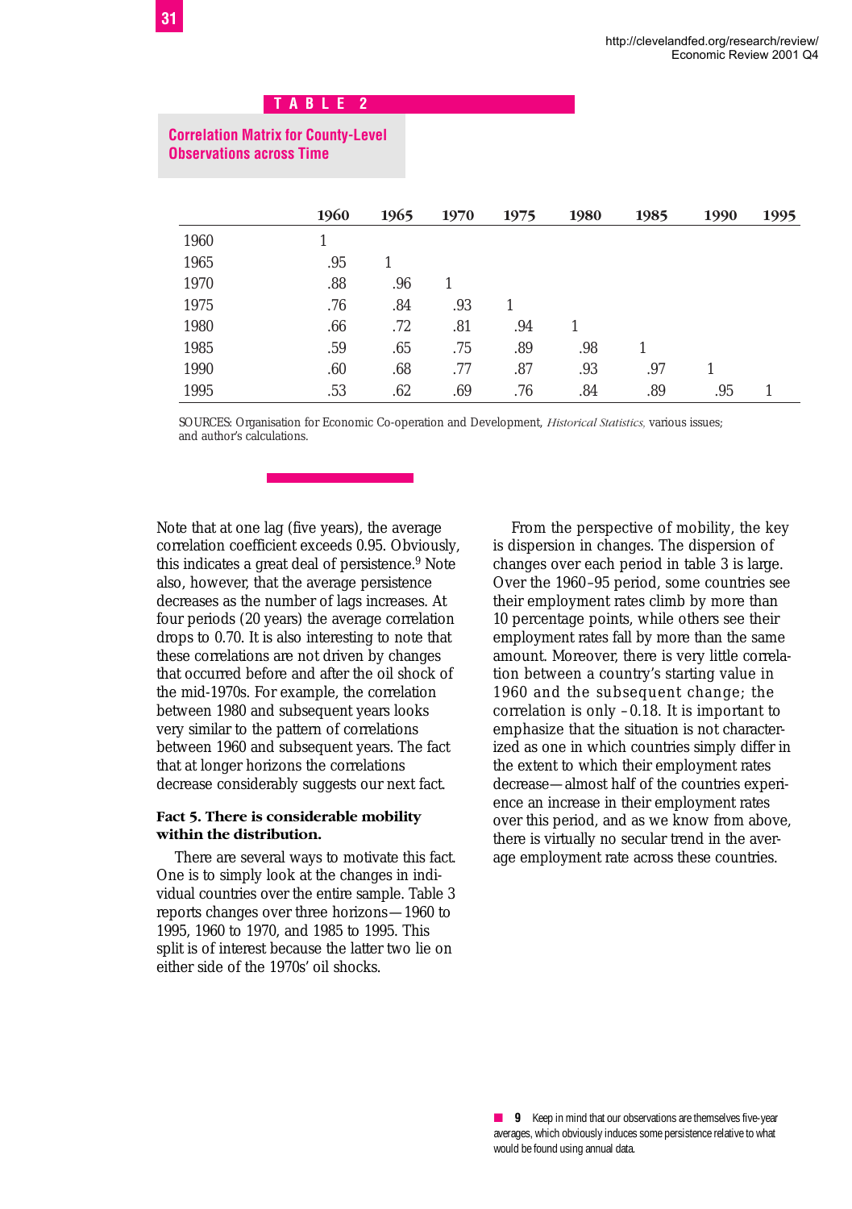## TABLE 2

**Correlation Matrix for County-Level Observations across Time**

| | 1960 | 1965 | 1970 | 1975 | 1980 | 1985 | 1990 | 1995 |
|---|---|---|---|---|---|---|---|---|
| 1960 | 1 | | | | | | | |
| 1965 | .95 | 1 | | | | | | |
| 1970 | .88 | .96 | 1 | | | | | |
| 1975 | .76 | .84 | .93 | 1 | | | | |
| 1980 | .66 | .72 | .81 | .94 | 1 | | | |
| 1985 | .59 | .65 | .75 | .89 | .98 | 1 | | |
| 1990 | .60 | .68 | .77 | .87 | .93 | .97 | 1 | |
| 1995 | .53 | .62 | .69 | .76 | .84 | .89 | .95 | 1 |

SOURCES: Organisation for Economic Co-operation and Development, *Historical Statistics,* various issues; and author's calculations.

Note that at one lag (five years), the average correlation coefficient exceeds 0.95. Obviously, this indicates a great deal of persistence.[9] Note also, however, that the average persistence decreases as the number of lags increases. At four periods (20 years) the average correlation drops to 0.70. It is also interesting to note that these correlations are not driven by changes that occurred before and after the oil shock of the mid-1970s. For example, the correlation between 1980 and subsequent years looks very similar to the pattern of correlations between 1960 and subsequent years. The fact that at longer horizons the correlations decrease considerably suggests our next fact.

**Fact 5. There is considerable mobility within the distribution.**

There are several ways to motivate this fact. One is to simply look at the changes in individual countries over the entire sample. Table 3 reports changes over three horizons—1960 to 1995, 1960 to 1970, and 1985 to 1995. This split is of interest because the latter two lie on either side of the 1970s' oil shocks.

From the perspective of mobility, the key is dispersion in changes. The dispersion of changes over each period in table 3 is large. Over the 1960–95 period, some countries see their employment rates climb by more than 10 percentage points, while others see their employment rates fall by more than the same amount. Moreover, there is very little correlation between a country's starting value in 1960 and the subsequent change; the correlation is only –0.18. It is important to emphasize that the situation is not characterized as one in which countries simply differ in the extent to which their employment rates decrease—almost half of the countries experience an increase in their employment rates over this period, and as we know from above, there is virtually no secular trend in the average employment rate across these countries.

9 Keep in mind that our observations are themselves five-year averages, which obviously induces some persistence relative to what would be found using annual data.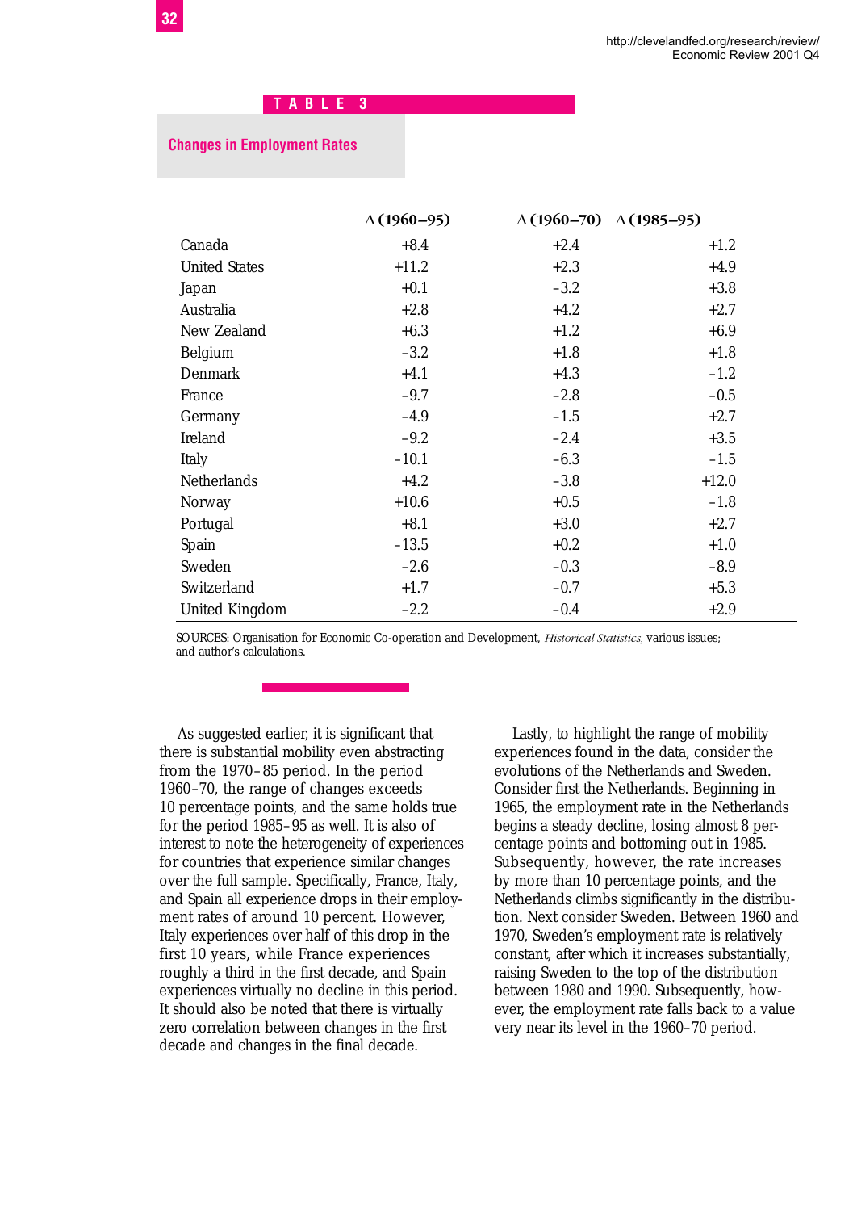**TABLE 3**

**Changes in Employment Rates**

| | Δ (1960–95) | Δ (1960–70) | Δ (1985–95) |
|---|---|---|---|
| Canada | +8.4 | +2.4 | +1.2 |
| United States | +11.2 | +2.3 | +4.9 |
| Japan | +0.1 | –3.2 | +3.8 |
| Australia | +2.8 | +4.2 | +2.7 |
| New Zealand | +6.3 | +1.2 | +6.9 |
| Belgium | –3.2 | +1.8 | +1.8 |
| Denmark | +4.1 | +4.3 | –1.2 |
| France | –9.7 | –2.8 | –0.5 |
| Germany | –4.9 | –1.5 | +2.7 |
| Ireland | –9.2 | –2.4 | +3.5 |
| Italy | –10.1 | –6.3 | –1.5 |
| Netherlands | +4.2 | –3.8 | +12.0 |
| Norway | +10.6 | +0.5 | –1.8 |
| Portugal | +8.1 | +3.0 | +2.7 |
| Spain | –13.5 | +0.2 | +1.0 |
| Sweden | –2.6 | –0.3 | –8.9 |
| Switzerland | +1.7 | –0.7 | +5.3 |
| United Kingdom | –2.2 | –0.4 | +2.9 |

SOURCES: Organisation for Economic Co-operation and Development, *Historical Statistics,* various issues; and author's calculations.

As suggested earlier, it is significant that there is substantial mobility even abstracting from the 1970–85 period. In the period 1960–70, the range of changes exceeds 10 percentage points, and the same holds true for the period 1985–95 as well. It is also of interest to note the heterogeneity of experiences for countries that experience similar changes over the full sample. Specifically, France, Italy, and Spain all experience drops in their employment rates of around 10 percent. However, Italy experiences over half of this drop in the first 10 years, while France experiences roughly a third in the first decade, and Spain experiences virtually no decline in this period. It should also be noted that there is virtually zero correlation between changes in the first decade and changes in the final decade.

Lastly, to highlight the range of mobility experiences found in the data, consider the evolutions of the Netherlands and Sweden. Consider first the Netherlands. Beginning in 1965, the employment rate in the Netherlands begins a steady decline, losing almost 8 percentage points and bottoming out in 1985. Subsequently, however, the rate increases by more than 10 percentage points, and the Netherlands climbs significantly in the distribution. Next consider Sweden. Between 1960 and 1970, Sweden's employment rate is relatively constant, after which it increases substantially, raising Sweden to the top of the distribution between 1980 and 1990. Subsequently, however, the employment rate falls back to a value very near its level in the 1960–70 period.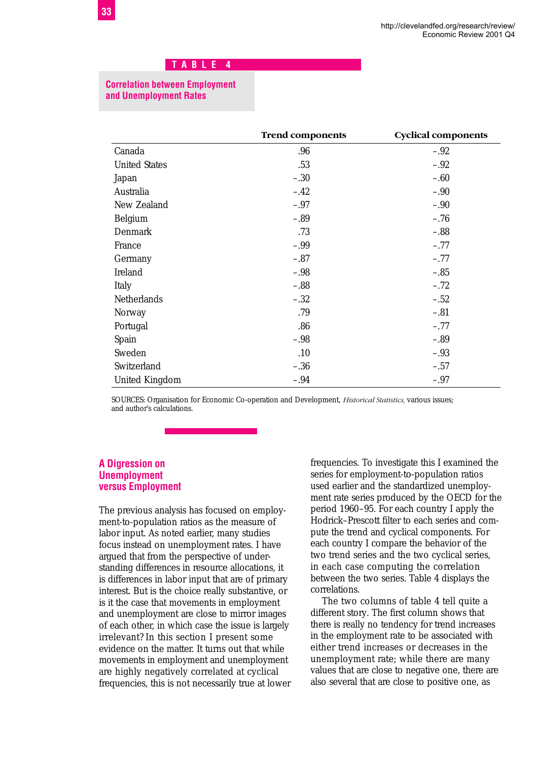**TABLE 4**

**Correlation between Employment and Unemployment Rates**

| | Trend components | Cyclical components |
|---|---|---|
| Canada | .96 | –.92 |
| United States | .53 | –.92 |
| Japan | –.30 | –.60 |
| Australia | –.42 | –.90 |
| New Zealand | –.97 | –.90 |
| Belgium | –.89 | –.76 |
| Denmark | .73 | –.88 |
| France | –.99 | –.77 |
| Germany | –.87 | –.77 |
| Ireland | –.98 | –.85 |
| Italy | –.88 | –.72 |
| Netherlands | –.32 | –.52 |
| Norway | .79 | –.81 |
| Portugal | .86 | –.77 |
| Spain | –.98 | –.89 |
| Sweden | .10 | –.93 |
| Switzerland | –.36 | –.57 |
| United Kingdom | –.94 | –.97 |

SOURCES: Organisation for Economic Co-operation and Development, *Historical Statistics,* various issues; and author's calculations.

## A Digression on Unemployment versus Employment

The previous analysis has focused on employment-to-population ratios as the measure of labor input. As noted earlier, many studies focus instead on unemployment rates. I have argued that from the perspective of understanding differences in resource allocations, it is differences in labor input that are of primary interest. But is the choice really substantive, or is it the case that movements in employment and unemployment are close to mirror images of each other, in which case the issue is largely irrelevant? In this section I present some evidence on the matter. It turns out that while movements in employment and unemployment are highly negatively correlated at cyclical frequencies, this is not necessarily true at lower frequencies. To investigate this I examined the series for employment-to-population ratios used earlier and the standardized unemployment rate series produced by the OECD for the period 1960–95. For each country I apply the Hodrick–Prescott filter to each series and compute the trend and cyclical components. For each country I compare the behavior of the two trend series and the two cyclical series, in each case computing the correlation between the two series. Table 4 displays the correlations.

The two columns of table 4 tell quite a different story. The first column shows that there is really no tendency for trend increases in the employment rate to be associated with either trend increases or decreases in the unemployment rate; while there are many values that are close to negative one, there are also several that are close to positive one, as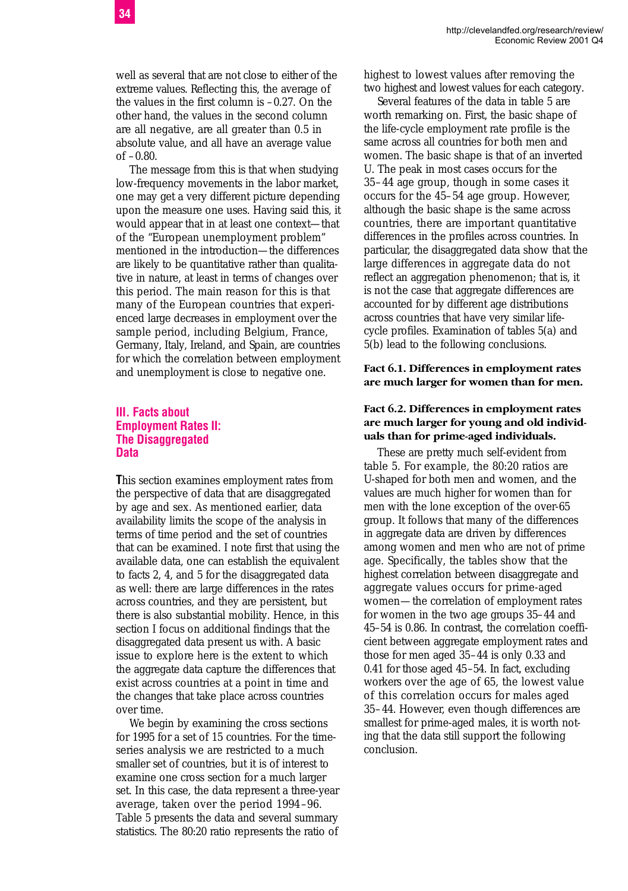well as several that are not close to either of the extreme values. Reflecting this, the average of the values in the first column is –0.27. On the other hand, the values in the second column are all negative, are all greater than 0.5 in absolute value, and all have an average value of –0.80.

The message from this is that when studying low-frequency movements in the labor market, one may get a very different picture depending upon the measure one uses. Having said this, it would appear that in at least one context—that of the "European unemployment problem" mentioned in the introduction—the differences are likely to be quantitative rather than qualitative in nature, at least in terms of changes over this period. The main reason for this is that many of the European countries that experienced large decreases in employment over the sample period, including Belgium, France, Germany, Italy, Ireland, and Spain, are countries for which the correlation between employment and unemployment is close to negative one.

## III. Facts about Employment Rates II: The Disaggregated Data

This section examines employment rates from the perspective of data that are disaggregated by age and sex. As mentioned earlier, data availability limits the scope of the analysis in terms of time period and the set of countries that can be examined. I note first that using the available data, one can establish the equivalent to facts 2, 4, and 5 for the disaggregated data as well: there are large differences in the rates across countries, and they are persistent, but there is also substantial mobility. Hence, in this section I focus on additional findings that the disaggregated data present us with. A basic issue to explore here is the extent to which the aggregate data capture the differences that exist across countries at a point in time and the changes that take place across countries over time.

We begin by examining the cross sections for 1995 for a set of 15 countries. For the time-series analysis we are restricted to a much smaller set of countries, but it is of interest to examine one cross section for a much larger set. In this case, the data represent a three-year average, taken over the period 1994–96. Table 5 presents the data and several summary statistics. The 80:20 ratio represents the ratio of highest to lowest values after removing the two highest and lowest values for each category.

Several features of the data in table 5 are worth remarking on. First, the basic shape of the life-cycle employment rate profile is the same across all countries for both men and women. The basic shape is that of an inverted U. The peak in most cases occurs for the 35–44 age group, though in some cases it occurs for the 45–54 age group. However, although the basic shape is the same across countries, there are important quantitative differences in the profiles across countries. In particular, the disaggregated data show that the large differences in aggregate data do not reflect an aggregation phenomenon; that is, it is not the case that aggregate differences are accounted for by different age distributions across countries that have very similar life-cycle profiles. Examination of tables 5(a) and 5(b) lead to the following conclusions.

**Fact 6.1. Differences in employment rates are much larger for women than for men.**

**Fact 6.2. Differences in employment rates are much larger for young and old individuals than for prime-aged individuals.**

These are pretty much self-evident from table 5. For example, the 80:20 ratios are U-shaped for both men and women, and the values are much higher for women than for men with the lone exception of the over-65 group. It follows that many of the differences in aggregate data are driven by differences among women and men who are not of prime age. Specifically, the tables show that the highest correlation between disaggregate and aggregate values occurs for prime-aged women—the correlation of employment rates for women in the two age groups 35–44 and 45–54 is 0.86. In contrast, the correlation coefficient between aggregate employment rates and those for men aged 35–44 is only 0.33 and 0.41 for those aged 45–54. In fact, excluding workers over the age of 65, the lowest value of this correlation occurs for males aged 35–44. However, even though differences are smallest for prime-aged males, it is worth noting that the data still support the following conclusion.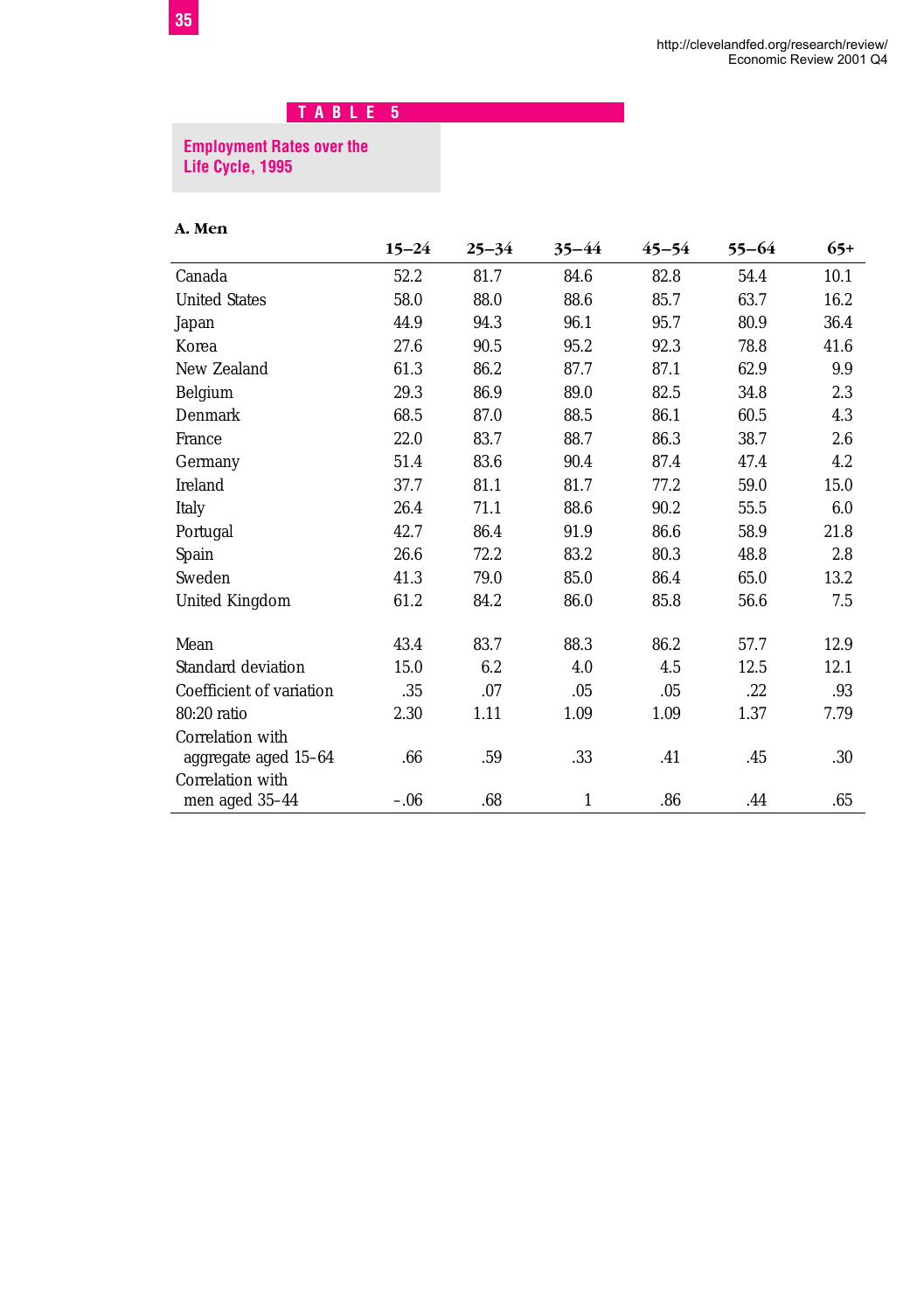TABLE 5

**Employment Rates over the Life Cycle, 1995**

**A. Men**

| | 15–24 | 25–34 | 35–44 | 45–54 | 55–64 | 65+ |
|---|---|---|---|---|---|---|
| Canada | 52.2 | 81.7 | 84.6 | 82.8 | 54.4 | 10.1 |
| United States | 58.0 | 88.0 | 88.6 | 85.7 | 63.7 | 16.2 |
| Japan | 44.9 | 94.3 | 96.1 | 95.7 | 80.9 | 36.4 |
| Korea | 27.6 | 90.5 | 95.2 | 92.3 | 78.8 | 41.6 |
| New Zealand | 61.3 | 86.2 | 87.7 | 87.1 | 62.9 | 9.9 |
| Belgium | 29.3 | 86.9 | 89.0 | 82.5 | 34.8 | 2.3 |
| Denmark | 68.5 | 87.0 | 88.5 | 86.1 | 60.5 | 4.3 |
| France | 22.0 | 83.7 | 88.7 | 86.3 | 38.7 | 2.6 |
| Germany | 51.4 | 83.6 | 90.4 | 87.4 | 47.4 | 4.2 |
| Ireland | 37.7 | 81.1 | 81.7 | 77.2 | 59.0 | 15.0 |
| Italy | 26.4 | 71.1 | 88.6 | 90.2 | 55.5 | 6.0 |
| Portugal | 42.7 | 86.4 | 91.9 | 86.6 | 58.9 | 21.8 |
| Spain | 26.6 | 72.2 | 83.2 | 80.3 | 48.8 | 2.8 |
| Sweden | 41.3 | 79.0 | 85.0 | 86.4 | 65.0 | 13.2 |
| United Kingdom | 61.2 | 84.2 | 86.0 | 85.8 | 56.6 | 7.5 |
| Mean | 43.4 | 83.7 | 88.3 | 86.2 | 57.7 | 12.9 |
| Standard deviation | 15.0 | 6.2 | 4.0 | 4.5 | 12.5 | 12.1 |
| Coefficient of variation | .35 | .07 | .05 | .05 | .22 | .93 |
| 80:20 ratio | 2.30 | 1.11 | 1.09 | 1.09 | 1.37 | 7.79 |
| Correlation with aggregate aged 15–64 | .66 | .59 | .33 | .41 | .45 | .30 |
| Correlation with men aged 35–44 | –.06 | .68 | 1 | .86 | .44 | .65 |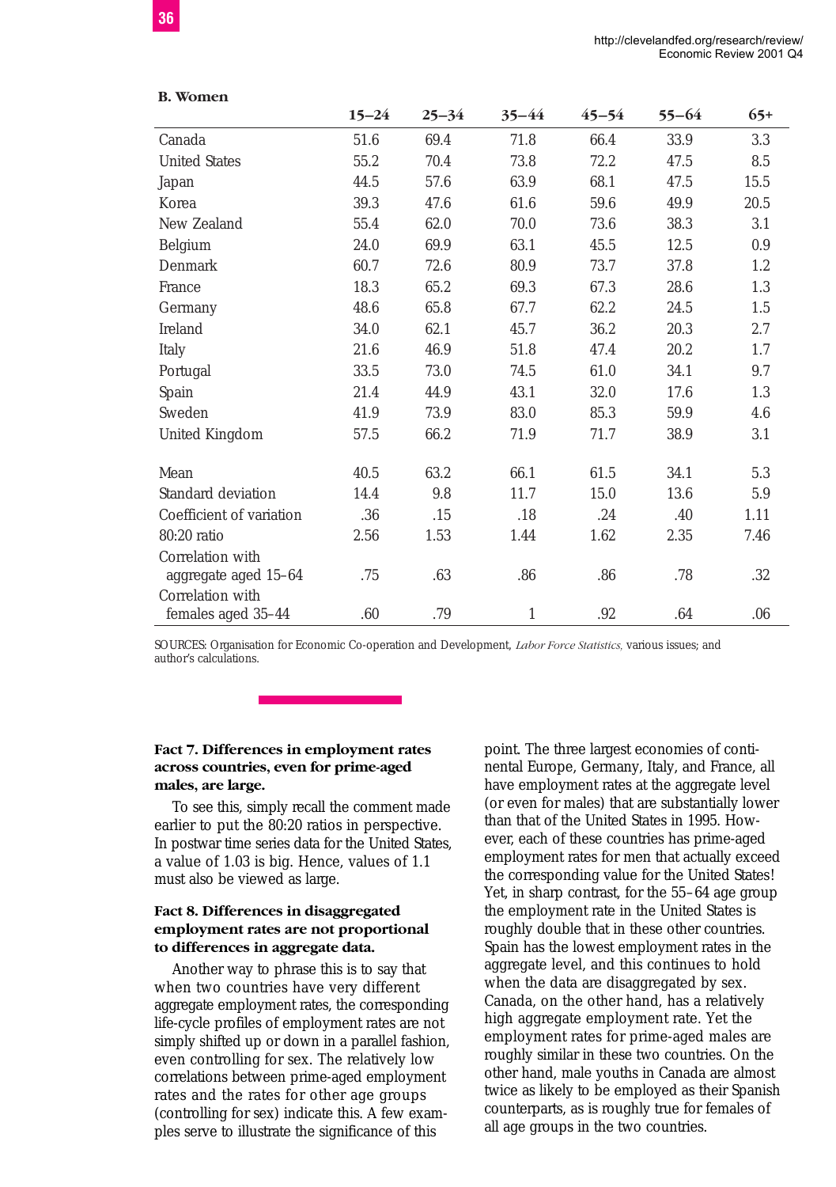**B. Women**

| | 15–24 | 25–34 | 35–44 | 45–54 | 55–64 | 65+ |
|---|---|---|---|---|---|---|
| Canada | 51.6 | 69.4 | 71.8 | 66.4 | 33.9 | 3.3 |
| United States | 55.2 | 70.4 | 73.8 | 72.2 | 47.5 | 8.5 |
| Japan | 44.5 | 57.6 | 63.9 | 68.1 | 47.5 | 15.5 |
| Korea | 39.3 | 47.6 | 61.6 | 59.6 | 49.9 | 20.5 |
| New Zealand | 55.4 | 62.0 | 70.0 | 73.6 | 38.3 | 3.1 |
| Belgium | 24.0 | 69.9 | 63.1 | 45.5 | 12.5 | 0.9 |
| Denmark | 60.7 | 72.6 | 80.9 | 73.7 | 37.8 | 1.2 |
| France | 18.3 | 65.2 | 69.3 | 67.3 | 28.6 | 1.3 |
| Germany | 48.6 | 65.8 | 67.7 | 62.2 | 24.5 | 1.5 |
| Ireland | 34.0 | 62.1 | 45.7 | 36.2 | 20.3 | 2.7 |
| Italy | 21.6 | 46.9 | 51.8 | 47.4 | 20.2 | 1.7 |
| Portugal | 33.5 | 73.0 | 74.5 | 61.0 | 34.1 | 9.7 |
| Spain | 21.4 | 44.9 | 43.1 | 32.0 | 17.6 | 1.3 |
| Sweden | 41.9 | 73.9 | 83.0 | 85.3 | 59.9 | 4.6 |
| United Kingdom | 57.5 | 66.2 | 71.9 | 71.7 | 38.9 | 3.1 |
| Mean | 40.5 | 63.2 | 66.1 | 61.5 | 34.1 | 5.3 |
| Standard deviation | 14.4 | 9.8 | 11.7 | 15.0 | 13.6 | 5.9 |
| Coefficient of variation | .36 | .15 | .18 | .24 | .40 | 1.11 |
| 80:20 ratio | 2.56 | 1.53 | 1.44 | 1.62 | 2.35 | 7.46 |
| Correlation with aggregate aged 15–64 | .75 | .63 | .86 | .86 | .78 | .32 |
| Correlation with females aged 35–44 | .60 | .79 | 1 | .92 | .64 | .06 |

SOURCES: Organisation for Economic Co-operation and Development, *Labor Force Statistics,* various issues; and author's calculations.

**Fact 7. Differences in employment rates across countries, even for prime-aged males, are large.**

To see this, simply recall the comment made earlier to put the 80:20 ratios in perspective. In postwar time series data for the United States, a value of 1.03 is big. Hence, values of 1.1 must also be viewed as large.

**Fact 8. Differences in disaggregated employment rates are not proportional to differences in aggregate data.**

Another way to phrase this is to say that when two countries have very different aggregate employment rates, the corresponding life-cycle profiles of employment rates are not simply shifted up or down in a parallel fashion, even controlling for sex. The relatively low correlations between prime-aged employment rates and the rates for other age groups (controlling for sex) indicate this. A few examples serve to illustrate the significance of this point. The three largest economies of continental Europe, Germany, Italy, and France, all have employment rates at the aggregate level (or even for males) that are substantially lower than that of the United States in 1995. However, each of these countries has prime-aged employment rates for men that actually exceed the corresponding value for the United States! Yet, in sharp contrast, for the 55–64 age group the employment rate in the United States is roughly double that in these other countries. Spain has the lowest employment rates in the aggregate level, and this continues to hold when the data are disaggregated by sex. Canada, on the other hand, has a relatively high aggregate employment rate. Yet the employment rates for prime-aged males are roughly similar in these two countries. On the other hand, male youths in Canada are almost twice as likely to be employed as their Spanish counterparts, as is roughly true for females of all age groups in the two countries.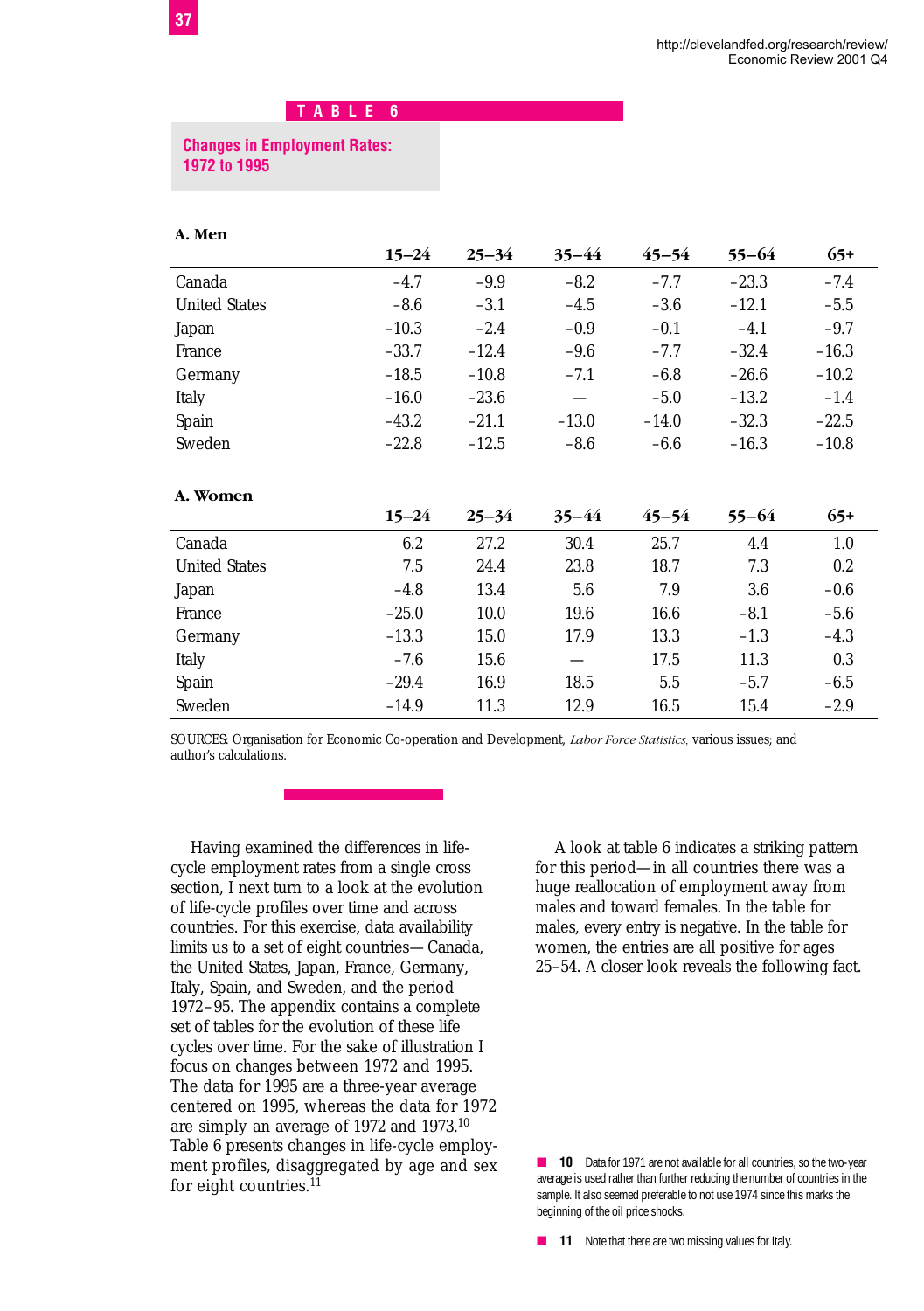## TABLE 6

### Changes in Employment Rates: 1972 to 1995

**A. Men**

| | 15–24 | 25–34 | 35–44 | 45–54 | 55–64 | 65+ |
|---|---|---|---|---|---|---|
| Canada | –4.7 | –9.9 | –8.2 | –7.7 | –23.3 | –7.4 |
| United States | –8.6 | –3.1 | –4.5 | –3.6 | –12.1 | –5.5 |
| Japan | –10.3 | –2.4 | –0.9 | –0.1 | –4.1 | –9.7 |
| France | –33.7 | –12.4 | –9.6 | –7.7 | –32.4 | –16.3 |
| Germany | –18.5 | –10.8 | –7.1 | –6.8 | –26.6 | –10.2 |
| Italy | –16.0 | –23.6 | — | –5.0 | –13.2 | –1.4 |
| Spain | –43.2 | –21.1 | –13.0 | –14.0 | –32.3 | –22.5 |
| Sweden | –22.8 | –12.5 | –8.6 | –6.6 | –16.3 | –10.8 |

**A. Women**

| | 15–24 | 25–34 | 35–44 | 45–54 | 55–64 | 65+ |
|---|---|---|---|---|---|---|
| Canada | 6.2 | 27.2 | 30.4 | 25.7 | 4.4 | 1.0 |
| United States | 7.5 | 24.4 | 23.8 | 18.7 | 7.3 | 0.2 |
| Japan | –4.8 | 13.4 | 5.6 | 7.9 | 3.6 | –0.6 |
| France | –25.0 | 10.0 | 19.6 | 16.6 | –8.1 | –5.6 |
| Germany | –13.3 | 15.0 | 17.9 | 13.3 | –1.3 | –4.3 |
| Italy | –7.6 | 15.6 | — | 17.5 | 11.3 | 0.3 |
| Spain | –29.4 | 16.9 | 18.5 | 5.5 | –5.7 | –6.5 |
| Sweden | –14.9 | 11.3 | 12.9 | 16.5 | 15.4 | –2.9 |

SOURCES: Organisation for Economic Co-operation and Development, *Labor Force Statistics,* various issues; and author's calculations.

Having examined the differences in life-cycle employment rates from a single cross section, I next turn to a look at the evolution of life-cycle profiles over time and across countries. For this exercise, data availability limits us to a set of eight countries—Canada, the United States, Japan, France, Germany, Italy, Spain, and Sweden, and the period 1972–95. The appendix contains a complete set of tables for the evolution of these life cycles over time. For the sake of illustration I focus on changes between 1972 and 1995. The data for 1995 are a three-year average centered on 1995, whereas the data for 1972 are simply an average of 1972 and 1973.[10] Table 6 presents changes in life-cycle employment profiles, disaggregated by age and sex for eight countries.[11]

A look at table 6 indicates a striking pattern for this period—in all countries there was a huge reallocation of employment away from males and toward females. In the table for males, every entry is negative. In the table for women, the entries are all positive for ages 25–54. A closer look reveals the following fact.

10 Data for 1971 are not available for all countries, so the two-year average is used rather than further reducing the number of countries in the sample. It also seemed preferable to not use 1974 since this marks the beginning of the oil price shocks.

11 Note that there are two missing values for Italy.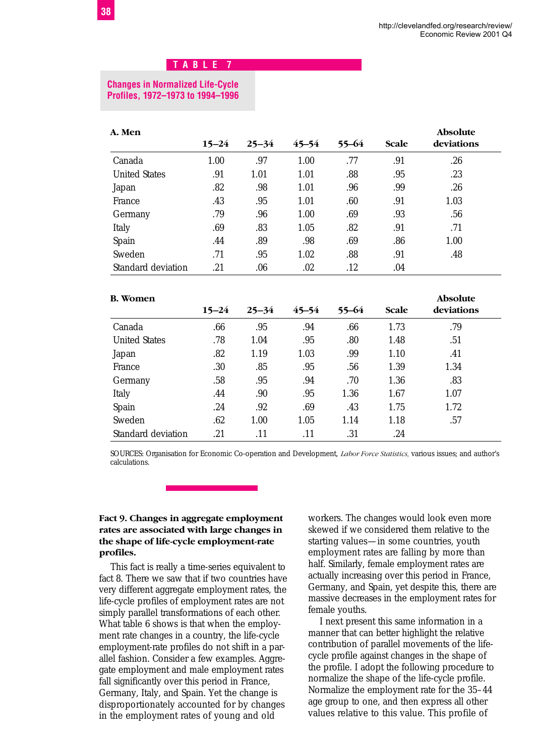**TABLE 7**

**Changes in Normalized Life-Cycle Profiles, 1972–1973 to 1994–1996**

**A. Men**

| | 15–24 | 25–34 | 45–54 | 55–64 | Scale | Absolute deviations |
|---|---|---|---|---|---|---|
| Canada | 1.00 | .97 | 1.00 | .77 | .91 | .26 |
| United States | .91 | 1.01 | 1.01 | .88 | .95 | .23 |
| Japan | .82 | .98 | 1.01 | .96 | .99 | .26 |
| France | .43 | .95 | 1.01 | .60 | .91 | 1.03 |
| Germany | .79 | .96 | 1.00 | .69 | .93 | .56 |
| Italy | .69 | .83 | 1.05 | .82 | .91 | .71 |
| Spain | .44 | .89 | .98 | .69 | .86 | 1.00 |
| Sweden | .71 | .95 | 1.02 | .88 | .91 | .48 |
| Standard deviation | .21 | .06 | .02 | .12 | .04 | |

**B. Women**

| | 15–24 | 25–34 | 45–54 | 55–64 | Scale | Absolute deviations |
|---|---|---|---|---|---|---|
| Canada | .66 | .95 | .94 | .66 | 1.73 | .79 |
| United States | .78 | 1.04 | .95 | .80 | 1.48 | .51 |
| Japan | .82 | 1.19 | 1.03 | .99 | 1.10 | .41 |
| France | .30 | .85 | .95 | .56 | 1.39 | 1.34 |
| Germany | .58 | .95 | .94 | .70 | 1.36 | .83 |
| Italy | .44 | .90 | .95 | 1.36 | 1.67 | 1.07 |
| Spain | .24 | .92 | .69 | .43 | 1.75 | 1.72 |
| Sweden | .62 | 1.00 | 1.05 | 1.14 | 1.18 | .57 |
| Standard deviation | .21 | .11 | .11 | .31 | .24 | |

SOURCES: Organisation for Economic Co-operation and Development, *Labor Force Statistics,* various issues; and author's calculations.

**Fact 9. Changes in aggregate employment rates are associated with large changes in the shape of life-cycle employment-rate profiles.**

This fact is really a time-series equivalent to fact 8. There we saw that if two countries have very different aggregate employment rates, the life-cycle profiles of employment rates are not simply parallel transformations of each other. What table 6 shows is that when the employment rate changes in a country, the life-cycle employment-rate profiles do not shift in a parallel fashion. Consider a few examples. Aggregate employment and male employment rates fall significantly over this period in France, Germany, Italy, and Spain. Yet the change is disproportionately accounted for by changes in the employment rates of young and old workers. The changes would look even more skewed if we considered them relative to the starting values—in some countries, youth employment rates are falling by more than half. Similarly, female employment rates are actually increasing over this period in France, Germany, and Spain, yet despite this, there are massive decreases in the employment rates for female youths.

I next present this same information in a manner that can better highlight the relative contribution of parallel movements of the life-cycle profile against changes in the shape of the profile. I adopt the following procedure to normalize the shape of the life-cycle profile. Normalize the employment rate for the 35–44 age group to one, and then express all other values relative to this value. This profile of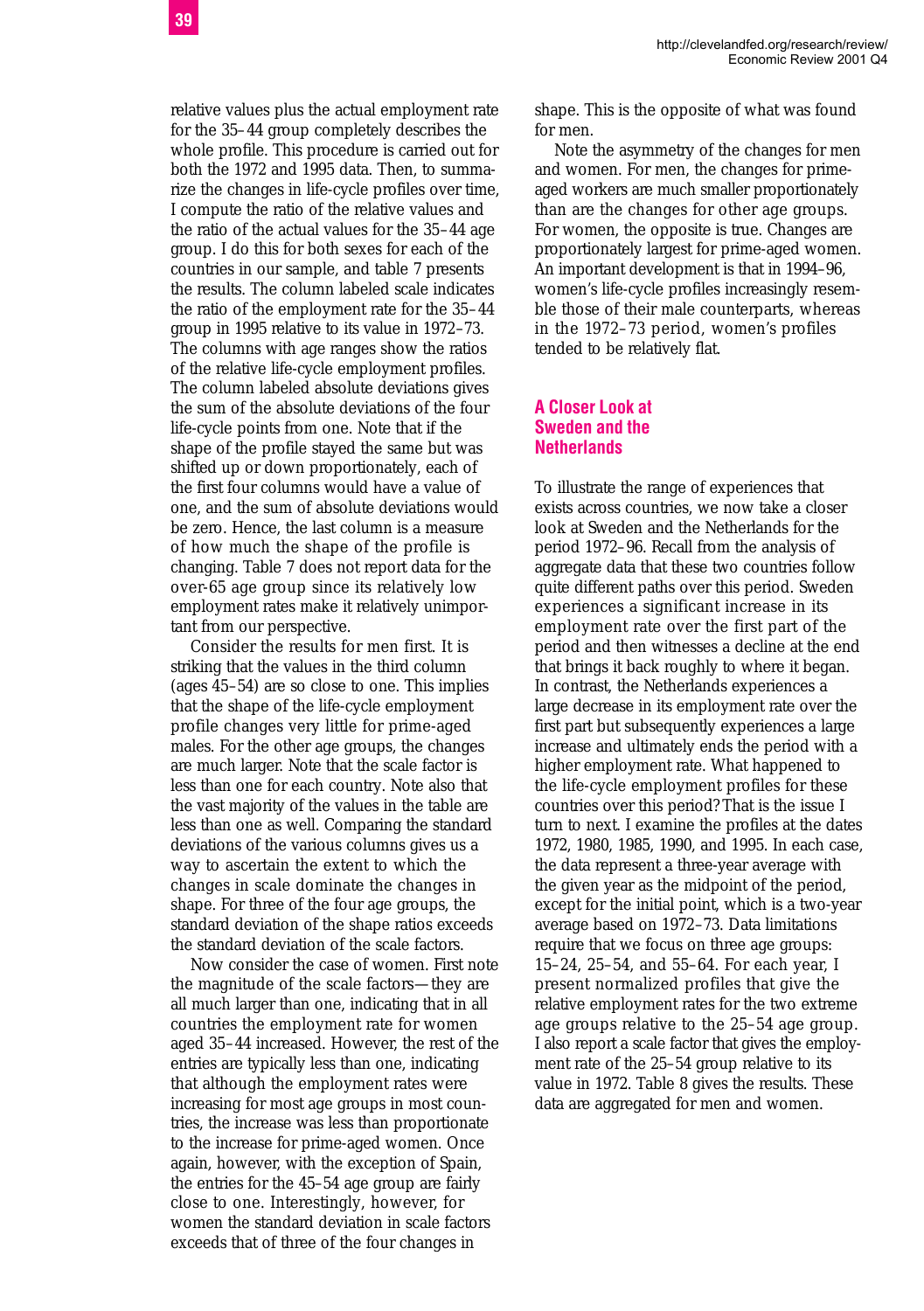relative values plus the actual employment rate for the 35–44 group completely describes the whole profile. This procedure is carried out for both the 1972 and 1995 data. Then, to summarize the changes in life-cycle profiles over time, I compute the ratio of the relative values and the ratio of the actual values for the 35–44 age group. I do this for both sexes for each of the countries in our sample, and table 7 presents the results. The column labeled scale indicates the ratio of the employment rate for the 35–44 group in 1995 relative to its value in 1972–73. The columns with age ranges show the ratios of the relative life-cycle employment profiles. The column labeled absolute deviations gives the sum of the absolute deviations of the four life-cycle points from one. Note that if the shape of the profile stayed the same but was shifted up or down proportionately, each of the first four columns would have a value of one, and the sum of absolute deviations would be zero. Hence, the last column is a measure of how much the shape of the profile is changing. Table 7 does not report data for the over-65 age group since its relatively low employment rates make it relatively unimportant from our perspective.

Consider the results for men first. It is striking that the values in the third column (ages 45–54) are so close to one. This implies that the shape of the life-cycle employment profile changes very little for prime-aged males. For the other age groups, the changes are much larger. Note that the scale factor is less than one for each country. Note also that the vast majority of the values in the table are less than one as well. Comparing the standard deviations of the various columns gives us a way to ascertain the extent to which the changes in scale dominate the changes in shape. For three of the four age groups, the standard deviation of the shape ratios exceeds the standard deviation of the scale factors.

Now consider the case of women. First note the magnitude of the scale factors—they are all much larger than one, indicating that in all countries the employment rate for women aged 35–44 increased. However, the rest of the entries are typically less than one, indicating that although the employment rates were increasing for most age groups in most countries, the increase was less than proportionate to the increase for prime-aged women. Once again, however, with the exception of Spain, the entries for the 45–54 age group are fairly close to one. Interestingly, however, for women the standard deviation in scale factors exceeds that of three of the four changes in shape. This is the opposite of what was found for men.

Note the asymmetry of the changes for men and women. For men, the changes for prime-aged workers are much smaller proportionately than are the changes for other age groups. For women, the opposite is true. Changes are proportionately largest for prime-aged women. An important development is that in 1994–96, women's life-cycle profiles increasingly resemble those of their male counterparts, whereas in the 1972–73 period, women's profiles tended to be relatively flat.

## A Closer Look at Sweden and the Netherlands

To illustrate the range of experiences that exists across countries, we now take a closer look at Sweden and the Netherlands for the period 1972–96. Recall from the analysis of aggregate data that these two countries follow quite different paths over this period. Sweden experiences a significant increase in its employment rate over the first part of the period and then witnesses a decline at the end that brings it back roughly to where it began. In contrast, the Netherlands experiences a large decrease in its employment rate over the first part but subsequently experiences a large increase and ultimately ends the period with a higher employment rate. What happened to the life-cycle employment profiles for these countries over this period? That is the issue I turn to next. I examine the profiles at the dates 1972, 1980, 1985, 1990, and 1995. In each case, the data represent a three-year average with the given year as the midpoint of the period, except for the initial point, which is a two-year average based on 1972–73. Data limitations require that we focus on three age groups: 15–24, 25–54, and 55–64. For each year, I present normalized profiles that give the relative employment rates for the two extreme age groups relative to the 25–54 age group. I also report a scale factor that gives the employment rate of the 25–54 group relative to its value in 1972. Table 8 gives the results. These data are aggregated for men and women.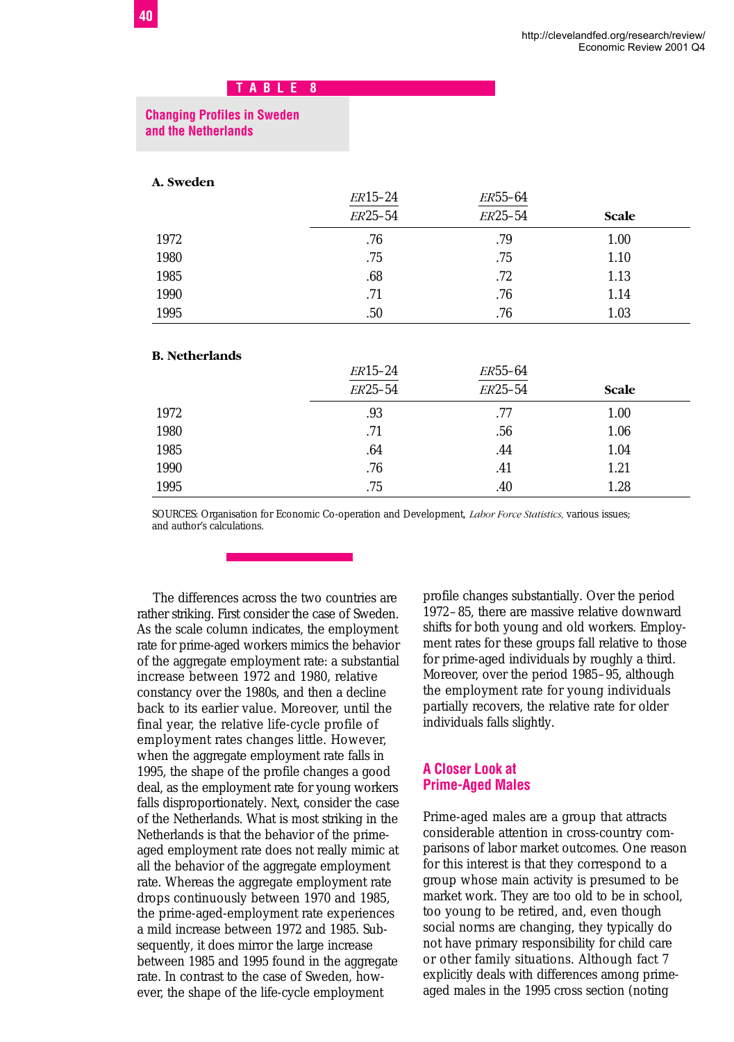**TABLE 8**

**Changing Profiles in Sweden and the Netherlands**

**A. Sweden**

| | $\frac{ER15\text{–}24}{ER25\text{–}54}$ | $\frac{ER55\text{–}64}{ER25\text{–}54}$ | Scale |
|---|---|---|---|
| 1972 | .76 | .79 | 1.00 |
| 1980 | .75 | .75 | 1.10 |
| 1985 | .68 | .72 | 1.13 |
| 1990 | .71 | .76 | 1.14 |
| 1995 | .50 | .76 | 1.03 |

**B. Netherlands**

| | $\frac{ER15\text{–}24}{ER25\text{–}54}$ | $\frac{ER55\text{–}64}{ER25\text{–}54}$ | Scale |
|---|---|---|---|
| 1972 | .93 | .77 | 1.00 |
| 1980 | .71 | .56 | 1.06 |
| 1985 | .64 | .44 | 1.04 |
| 1990 | .76 | .41 | 1.21 |
| 1995 | .75 | .40 | 1.28 |

SOURCES: Organisation for Economic Co-operation and Development, *Labor Force Statistics,* various issues; and author's calculations.

The differences across the two countries are rather striking. First consider the case of Sweden. As the scale column indicates, the employment rate for prime-aged workers mimics the behavior of the aggregate employment rate: a substantial increase between 1972 and 1980, relative constancy over the 1980s, and then a decline back to its earlier value. Moreover, until the final year, the relative life-cycle profile of employment rates changes little. However, when the aggregate employment rate falls in 1995, the shape of the profile changes a good deal, as the employment rate for young workers falls disproportionately. Next, consider the case of the Netherlands. What is most striking in the Netherlands is that the behavior of the prime-aged employment rate does not really mimic at all the behavior of the aggregate employment rate. Whereas the aggregate employment rate drops continuously between 1970 and 1985, the prime-aged-employment rate experiences a mild increase between 1972 and 1985. Subsequently, it does mirror the large increase between 1985 and 1995 found in the aggregate rate. In contrast to the case of Sweden, however, the shape of the life-cycle employment profile changes substantially. Over the period 1972–85, there are massive relative downward shifts for both young and old workers. Employment rates for these groups fall relative to those for prime-aged individuals by roughly a third. Moreover, over the period 1985–95, although the employment rate for young individuals partially recovers, the relative rate for older individuals falls slightly.

## A Closer Look at Prime-Aged Males

Prime-aged males are a group that attracts considerable attention in cross-country comparisons of labor market outcomes. One reason for this interest is that they correspond to a group whose main activity is presumed to be market work. They are too old to be in school, too young to be retired, and, even though social norms are changing, they typically do not have primary responsibility for child care or other family situations. Although fact 7 explicitly deals with differences among prime-aged males in the 1995 cross section (noting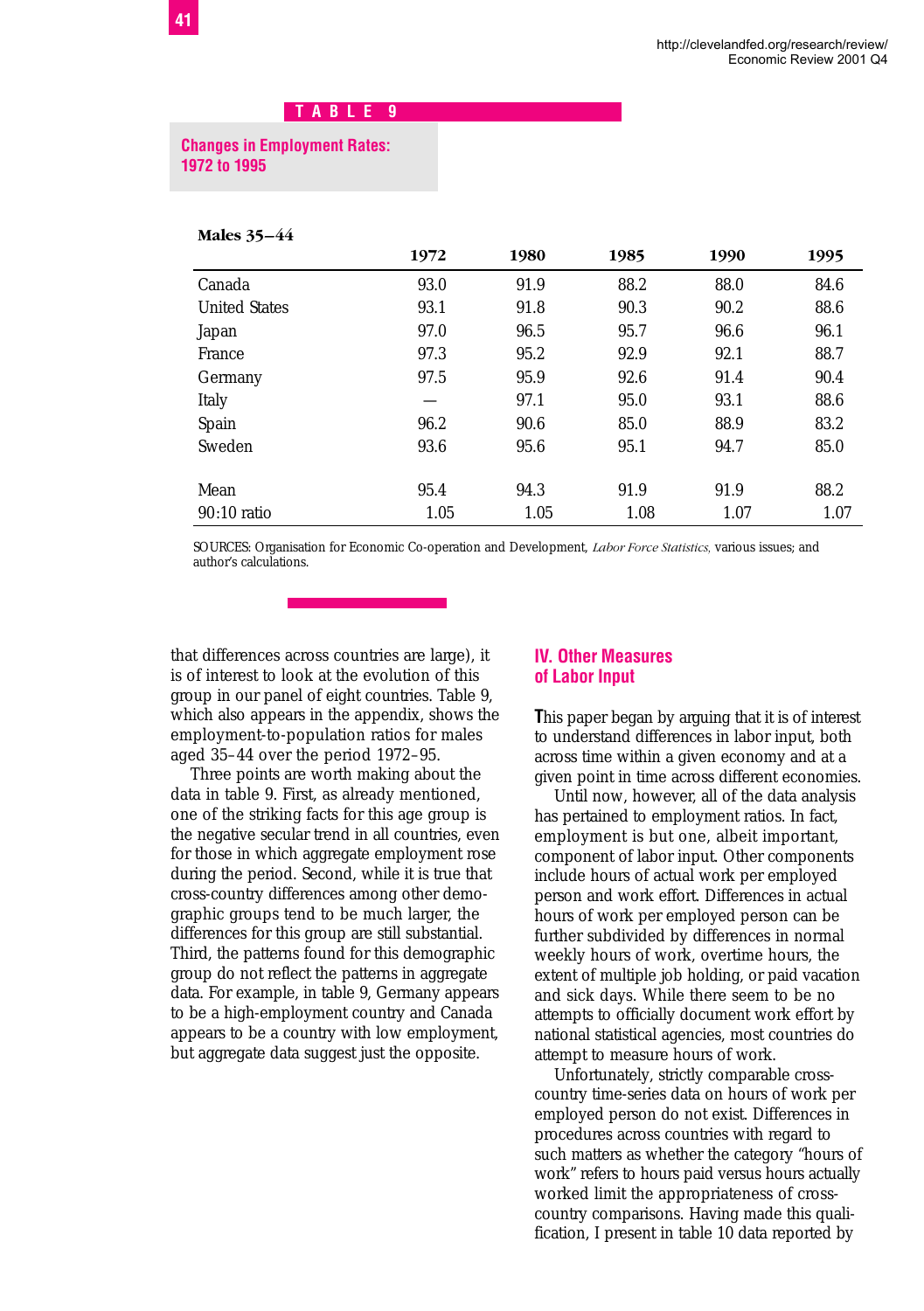**TABLE 9**

**Changes in Employment Rates: 1972 to 1995**

| Males 35–44 | 1972 | 1980 | 1985 | 1990 | 1995 |
|---|---|---|---|---|---|
| Canada | 93.0 | 91.9 | 88.2 | 88.0 | 84.6 |
| United States | 93.1 | 91.8 | 90.3 | 90.2 | 88.6 |
| Japan | 97.0 | 96.5 | 95.7 | 96.6 | 96.1 |
| France | 97.3 | 95.2 | 92.9 | 92.1 | 88.7 |
| Germany | 97.5 | 95.9 | 92.6 | 91.4 | 90.4 |
| Italy | — | 97.1 | 95.0 | 93.1 | 88.6 |
| Spain | 96.2 | 90.6 | 85.0 | 88.9 | 83.2 |
| Sweden | 93.6 | 95.6 | 95.1 | 94.7 | 85.0 |
| Mean | 95.4 | 94.3 | 91.9 | 91.9 | 88.2 |
| 90:10 ratio | 1.05 | 1.05 | 1.08 | 1.07 | 1.07 |

SOURCES: Organisation for Economic Co-operation and Development, *Labor Force Statistics*, various issues; and author's calculations.

that differences across countries are large), it is of interest to look at the evolution of this group in our panel of eight countries. Table 9, which also appears in the appendix, shows the employment-to-population ratios for males aged 35–44 over the period 1972–95.

Three points are worth making about the data in table 9. First, as already mentioned, one of the striking facts for this age group is the negative secular trend in all countries, even for those in which aggregate employment rose during the period. Second, while it is true that cross-country differences among other demographic groups tend to be much larger, the differences for this group are still substantial. Third, the patterns found for this demographic group do not reflect the patterns in aggregate data. For example, in table 9, Germany appears to be a high-employment country and Canada appears to be a country with low employment, but aggregate data suggest just the opposite.

## IV. Other Measures of Labor Input

This paper began by arguing that it is of interest to understand differences in labor input, both across time within a given economy and at a given point in time across different economies.

Until now, however, all of the data analysis has pertained to employment ratios. In fact, employment is but one, albeit important, component of labor input. Other components include hours of actual work per employed person and work effort. Differences in actual hours of work per employed person can be further subdivided by differences in normal weekly hours of work, overtime hours, the extent of multiple job holding, or paid vacation and sick days. While there seem to be no attempts to officially document work effort by national statistical agencies, most countries do attempt to measure hours of work.

Unfortunately, strictly comparable cross-country time-series data on hours of work per employed person do not exist. Differences in procedures across countries with regard to such matters as whether the category "hours of work" refers to hours paid versus hours actually worked limit the appropriateness of cross-country comparisons. Having made this qualification, I present in table 10 data reported by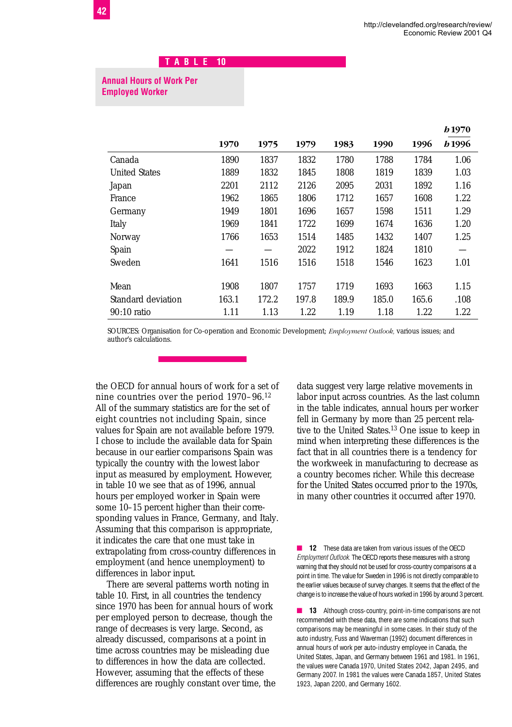**TABLE 10**

**Annual Hours of Work Per Employed Worker**

| | 1970 | 1975 | 1979 | 1983 | 1990 | 1996 | $h$1970 / $h$1996 |
|---|---|---|---|---|---|---|---|
| Canada | 1890 | 1837 | 1832 | 1780 | 1788 | 1784 | 1.06 |
| United States | 1889 | 1832 | 1845 | 1808 | 1819 | 1839 | 1.03 |
| Japan | 2201 | 2112 | 2126 | 2095 | 2031 | 1892 | 1.16 |
| France | 1962 | 1865 | 1806 | 1712 | 1657 | 1608 | 1.22 |
| Germany | 1949 | 1801 | 1696 | 1657 | 1598 | 1511 | 1.29 |
| Italy | 1969 | 1841 | 1722 | 1699 | 1674 | 1636 | 1.20 |
| Norway | 1766 | 1653 | 1514 | 1485 | 1432 | 1407 | 1.25 |
| Spain | — | — | 2022 | 1912 | 1824 | 1810 | — |
| Sweden | 1641 | 1516 | 1516 | 1518 | 1546 | 1623 | 1.01 |
| | | | | | | | |
| Mean | 1908 | 1807 | 1757 | 1719 | 1693 | 1663 | 1.15 |
| Standard deviation | 163.1 | 172.2 | 197.8 | 189.9 | 185.0 | 165.6 | .108 |
| 90:10 ratio | 1.11 | 1.13 | 1.22 | 1.19 | 1.18 | 1.22 | 1.22 |

SOURCES: Organisation for Co-operation and Economic Development; *Employment Outlook*, various issues; and author's calculations.

the OECD for annual hours of work for a set of nine countries over the period 1970–96.[12] All of the summary statistics are for the set of eight countries not including Spain, since values for Spain are not available before 1979. I chose to include the available data for Spain because in our earlier comparisons Spain was typically the country with the lowest labor input as measured by employment. However, in table 10 we see that as of 1996, annual hours per employed worker in Spain were some 10–15 percent higher than their corresponding values in France, Germany, and Italy. Assuming that this comparison is appropriate, it indicates the care that one must take in extrapolating from cross-country differences in employment (and hence unemployment) to differences in labor input.

There are several patterns worth noting in table 10. First, in all countries the tendency since 1970 has been for annual hours of work per employed person to decrease, though the range of decreases is very large. Second, as already discussed, comparisons at a point in time across countries may be misleading due to differences in how the data are collected. However, assuming that the effects of these differences are roughly constant over time, the data suggest very large relative movements in labor input across countries. As the last column in the table indicates, annual hours per worker fell in Germany by more than 25 percent relative to the United States.[13] One issue to keep in mind when interpreting these differences is the fact that in all countries there is a tendency for the workweek in manufacturing to decrease as a country becomes richer. While this decrease for the United States occurred prior to the 1970s, in many other countries it occurred after 1970.

■ **12** These data are taken from various issues of the OECD *Employment Outlook*. The OECD reports these measures with a strong warning that they should not be used for cross-country comparisons at a point in time. The value for Sweden in 1996 is not directly comparable to the earlier values because of survey changes. It seems that the effect of the change is to increase the value of hours worked in 1996 by around 3 percent.

■ **13** Although cross-country, point-in-time comparisons are not recommended with these data, there are some indications that such comparisons may be meaningful in some cases. In their study of the auto industry, Fuss and Waverman (1992) document differences in annual hours of work per auto-industry employee in Canada, the United States, Japan, and Germany between 1961 and 1981. In 1961, the values were Canada 1970, United States 2042, Japan 2495, and Germany 2007. In 1981 the values were Canada 1857, United States 1923, Japan 2200, and Germany 1602.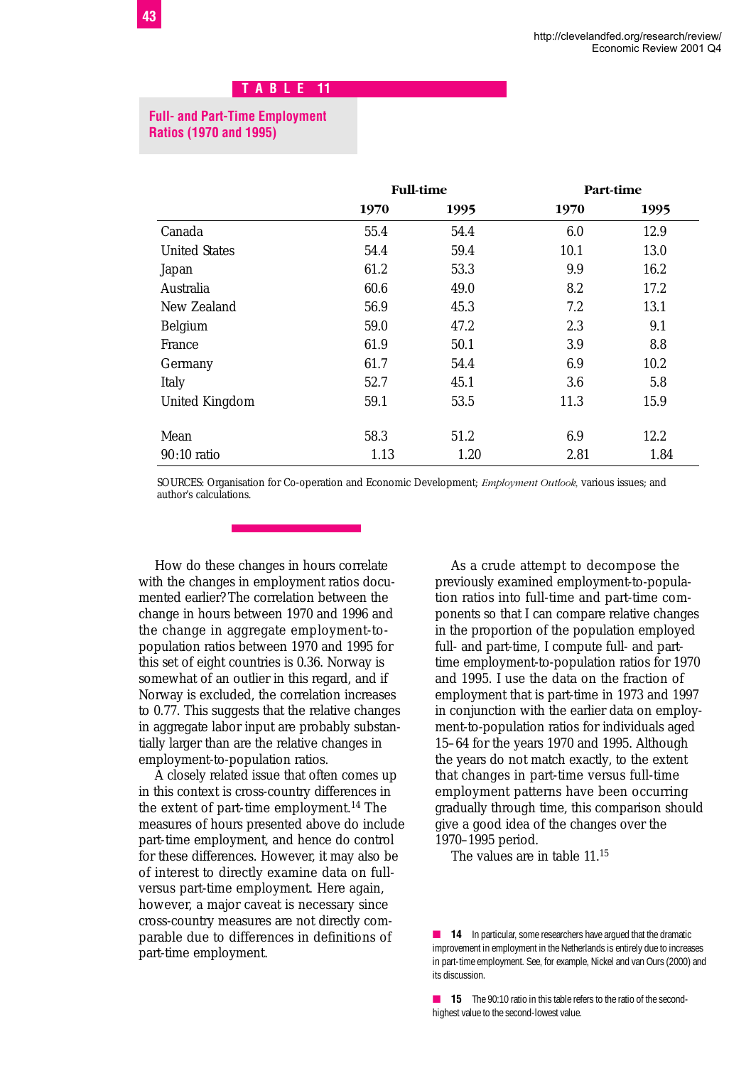**TABLE 11**

**Full- and Part-Time Employment Ratios (1970 and 1995)**

| | Full-time | | Part-time | |
|---|---|---|---|---|
| | 1970 | 1995 | 1970 | 1995 |
| Canada | 55.4 | 54.4 | 6.0 | 12.9 |
| United States | 54.4 | 59.4 | 10.1 | 13.0 |
| Japan | 61.2 | 53.3 | 9.9 | 16.2 |
| Australia | 60.6 | 49.0 | 8.2 | 17.2 |
| New Zealand | 56.9 | 45.3 | 7.2 | 13.1 |
| Belgium | 59.0 | 47.2 | 2.3 | 9.1 |
| France | 61.9 | 50.1 | 3.9 | 8.8 |
| Germany | 61.7 | 54.4 | 6.9 | 10.2 |
| Italy | 52.7 | 45.1 | 3.6 | 5.8 |
| United Kingdom | 59.1 | 53.5 | 11.3 | 15.9 |
| Mean | 58.3 | 51.2 | 6.9 | 12.2 |
| 90:10 ratio | 1.13 | 1.20 | 2.81 | 1.84 |

SOURCES: Organisation for Co-operation and Economic Development; *Employment Outlook,* various issues; and author's calculations.

How do these changes in hours correlate with the changes in employment ratios documented earlier? The correlation between the change in hours between 1970 and 1996 and the change in aggregate employment-to-population ratios between 1970 and 1995 for this set of eight countries is 0.36. Norway is somewhat of an outlier in this regard, and if Norway is excluded, the correlation increases to 0.77. This suggests that the relative changes in aggregate labor input are probably substantially larger than are the relative changes in employment-to-population ratios.

A closely related issue that often comes up in this context is cross-country differences in the extent of part-time employment.[14] The measures of hours presented above do include part-time employment, and hence do control for these differences. However, it may also be of interest to directly examine data on full- versus part-time employment. Here again, however, a major caveat is necessary since cross-country measures are not directly comparable due to differences in definitions of part-time employment.

As a crude attempt to decompose the previously examined employment-to-population ratios into full-time and part-time components so that I can compare relative changes in the proportion of the population employed full- and part-time, I compute full- and part-time employment-to-population ratios for 1970 and 1995. I use the data on the fraction of employment that is part-time in 1973 and 1997 in conjunction with the earlier data on employment-to-population ratios for individuals aged 15–64 for the years 1970 and 1995. Although the years do not match exactly, to the extent that changes in part-time versus full-time employment patterns have been occurring gradually through time, this comparison should give a good idea of the changes over the 1970–1995 period.

The values are in table 11.[15]

14 In particular, some researchers have argued that the dramatic improvement in employment in the Netherlands is entirely due to increases in part-time employment. See, for example, Nickel and van Ours (2000) and its discussion.

15 The 90:10 ratio in this table refers to the ratio of the second-highest value to the second-lowest value.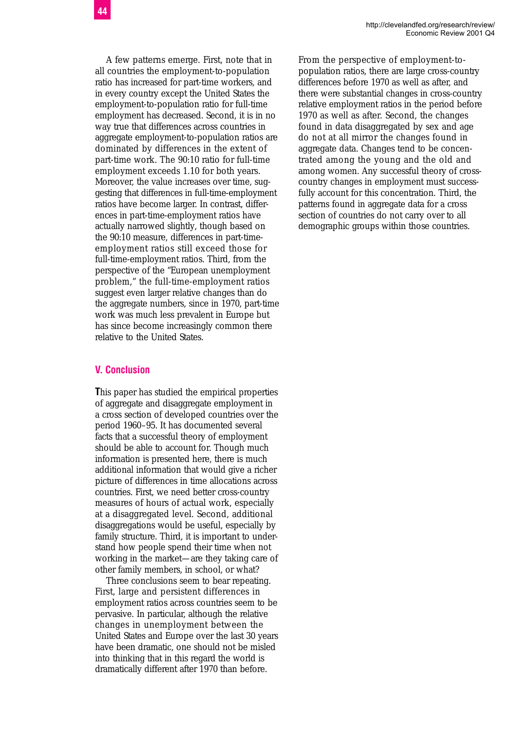A few patterns emerge. First, note that in all countries the employment-to-population ratio has increased for part-time workers, and in every country except the United States the employment-to-population ratio for full-time employment has decreased. Second, it is in no way true that differences across countries in aggregate employment-to-population ratios are dominated by differences in the extent of part-time work. The 90:10 ratio for full-time employment exceeds 1.10 for both years. Moreover, the value increases over time, suggesting that differences in full-time-employment ratios have become larger. In contrast, differences in part-time-employment ratios have actually narrowed slightly, though based on the 90:10 measure, differences in part-time-employment ratios still exceed those for full-time-employment ratios. Third, from the perspective of the "European unemployment problem," the full-time-employment ratios suggest even larger relative changes than do the aggregate numbers, since in 1970, part-time work was much less prevalent in Europe but has since become increasingly common there relative to the United States.

## V. Conclusion

This paper has studied the empirical properties of aggregate and disaggregate employment in a cross section of developed countries over the period 1960–95. It has documented several facts that a successful theory of employment should be able to account for. Though much information is presented here, there is much additional information that would give a richer picture of differences in time allocations across countries. First, we need better cross-country measures of hours of actual work, especially at a disaggregated level. Second, additional disaggregations would be useful, especially by family structure. Third, it is important to understand how people spend their time when not working in the market—are they taking care of other family members, in school, or what?

Three conclusions seem to bear repeating. First, large and persistent differences in employment ratios across countries seem to be pervasive. In particular, although the relative changes in unemployment between the United States and Europe over the last 30 years have been dramatic, one should not be misled into thinking that in this regard the world is dramatically different after 1970 than before. From the perspective of employment-to-population ratios, there are large cross-country differences before 1970 as well as after, and there were substantial changes in cross-country relative employment ratios in the period before 1970 as well as after. Second, the changes found in data disaggregated by sex and age do not at all mirror the changes found in aggregate data. Changes tend to be concentrated among the young and the old and among women. Any successful theory of cross-country changes in employment must successfully account for this concentration. Third, the patterns found in aggregate data for a cross section of countries do not carry over to all demographic groups within those countries.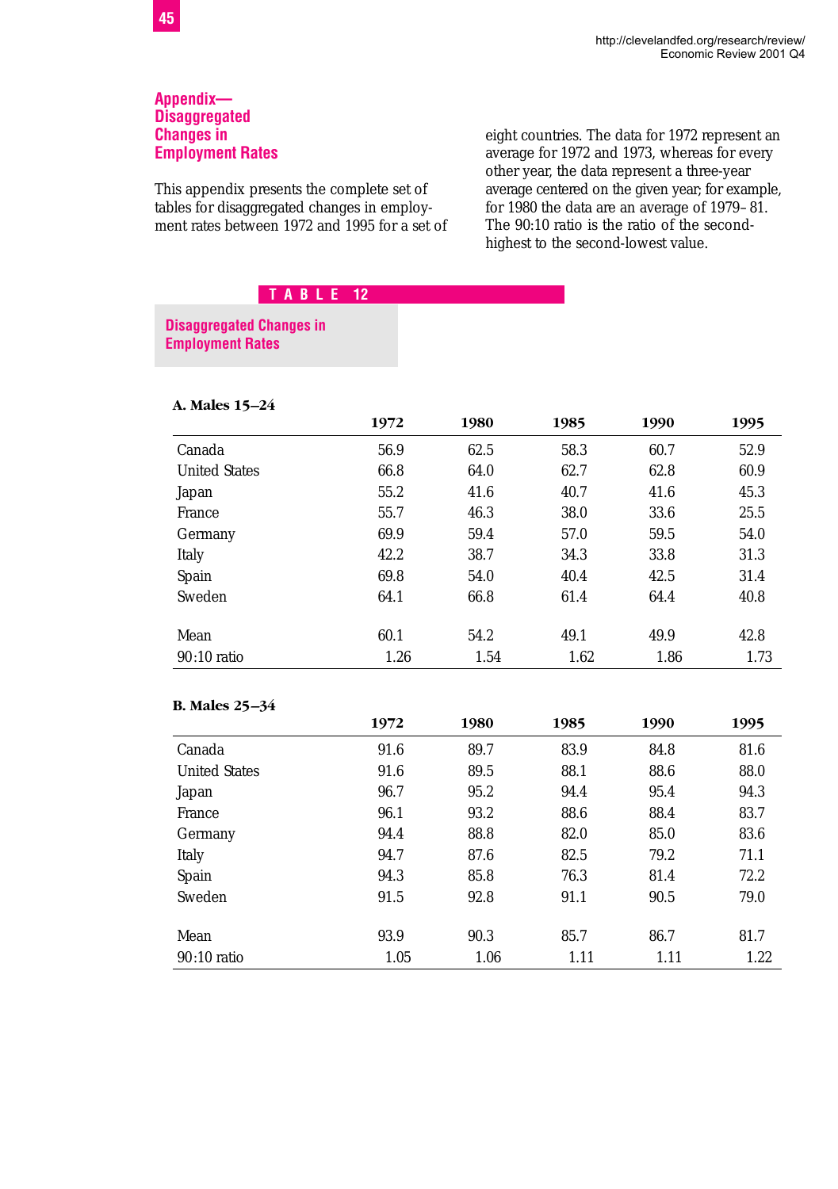## Appendix—Disaggregated Changes in Employment Rates

This appendix presents the complete set of tables for disaggregated changes in employment rates between 1972 and 1995 for a set of eight countries. The data for 1972 represent an average for 1972 and 1973, whereas for every other year, the data represent a three-year average centered on the given year; for example, for 1980 the data are an average of 1979–81. The 90:10 ratio is the ratio of the second-highest to the second-lowest value.

### TABLE 12

**Disaggregated Changes in Employment Rates**

**A. Males 15–24**

| | 1972 | 1980 | 1985 | 1990 | 1995 |
|---|---|---|---|---|---|
| Canada | 56.9 | 62.5 | 58.3 | 60.7 | 52.9 |
| United States | 66.8 | 64.0 | 62.7 | 62.8 | 60.9 |
| Japan | 55.2 | 41.6 | 40.7 | 41.6 | 45.3 |
| France | 55.7 | 46.3 | 38.0 | 33.6 | 25.5 |
| Germany | 69.9 | 59.4 | 57.0 | 59.5 | 54.0 |
| Italy | 42.2 | 38.7 | 34.3 | 33.8 | 31.3 |
| Spain | 69.8 | 54.0 | 40.4 | 42.5 | 31.4 |
| Sweden | 64.1 | 66.8 | 61.4 | 64.4 | 40.8 |
| Mean | 60.1 | 54.2 | 49.1 | 49.9 | 42.8 |
| 90:10 ratio | 1.26 | 1.54 | 1.62 | 1.86 | 1.73 |

**B. Males 25–34**

| | 1972 | 1980 | 1985 | 1990 | 1995 |
|---|---|---|---|---|---|
| Canada | 91.6 | 89.7 | 83.9 | 84.8 | 81.6 |
| United States | 91.6 | 89.5 | 88.1 | 88.6 | 88.0 |
| Japan | 96.7 | 95.2 | 94.4 | 95.4 | 94.3 |
| France | 96.1 | 93.2 | 88.6 | 88.4 | 83.7 |
| Germany | 94.4 | 88.8 | 82.0 | 85.0 | 83.6 |
| Italy | 94.7 | 87.6 | 82.5 | 79.2 | 71.1 |
| Spain | 94.3 | 85.8 | 76.3 | 81.4 | 72.2 |
| Sweden | 91.5 | 92.8 | 91.1 | 90.5 | 79.0 |
| Mean | 93.9 | 90.3 | 85.7 | 86.7 | 81.7 |
| 90:10 ratio | 1.05 | 1.06 | 1.11 | 1.11 | 1.22 |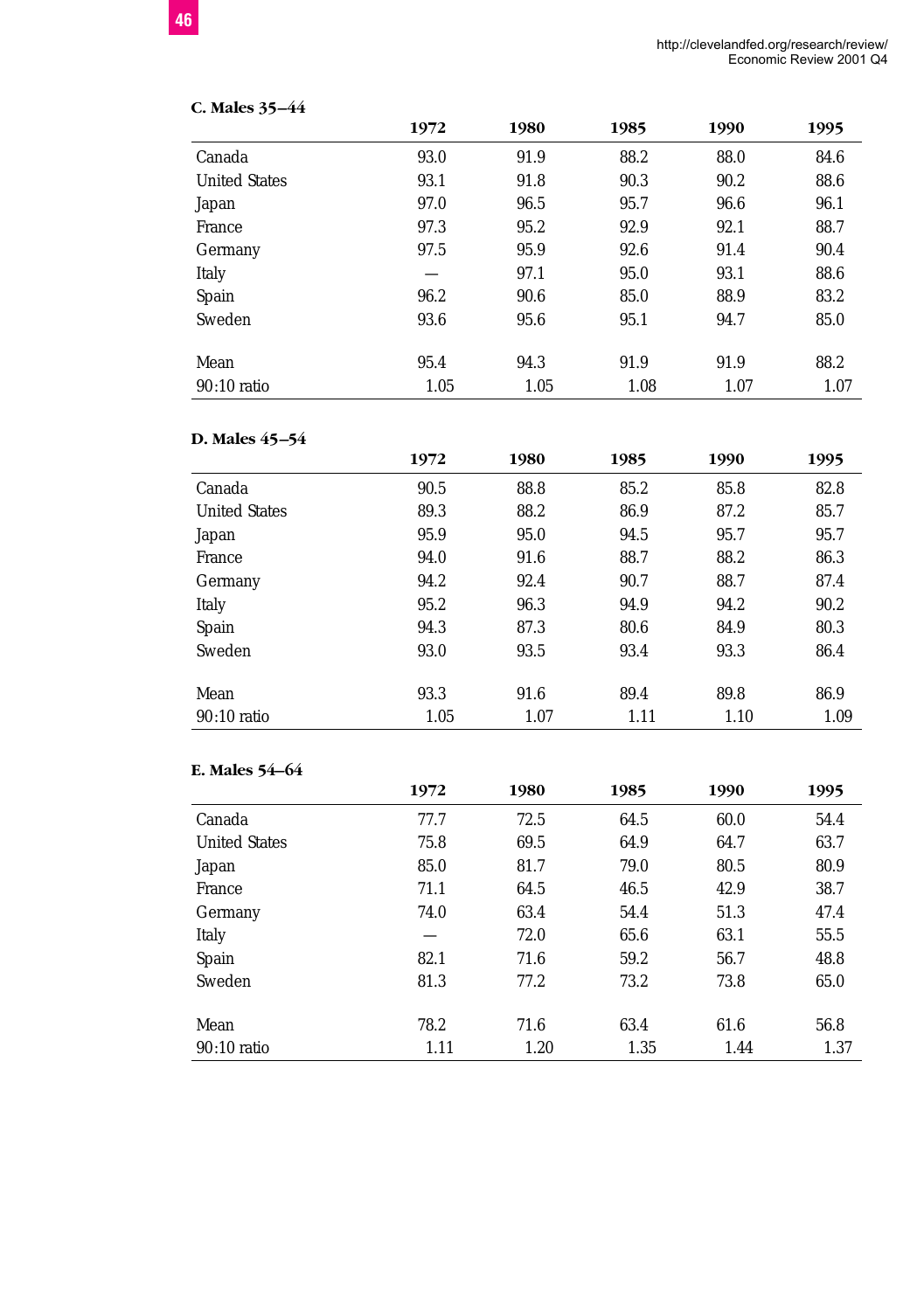**C. Males 35–44**

| | 1972 | 1980 | 1985 | 1990 | 1995 |
|---|---|---|---|---|---|
| Canada | 93.0 | 91.9 | 88.2 | 88.0 | 84.6 |
| United States | 93.1 | 91.8 | 90.3 | 90.2 | 88.6 |
| Japan | 97.0 | 96.5 | 95.7 | 96.6 | 96.1 |
| France | 97.3 | 95.2 | 92.9 | 92.1 | 88.7 |
| Germany | 97.5 | 95.9 | 92.6 | 91.4 | 90.4 |
| Italy | — | 97.1 | 95.0 | 93.1 | 88.6 |
| Spain | 96.2 | 90.6 | 85.0 | 88.9 | 83.2 |
| Sweden | 93.6 | 95.6 | 95.1 | 94.7 | 85.0 |
| Mean | 95.4 | 94.3 | 91.9 | 91.9 | 88.2 |
| 90:10 ratio | 1.05 | 1.05 | 1.08 | 1.07 | 1.07 |

**D. Males 45–54**

| | 1972 | 1980 | 1985 | 1990 | 1995 |
|---|---|---|---|---|---|
| Canada | 90.5 | 88.8 | 85.2 | 85.8 | 82.8 |
| United States | 89.3 | 88.2 | 86.9 | 87.2 | 85.7 |
| Japan | 95.9 | 95.0 | 94.5 | 95.7 | 95.7 |
| France | 94.0 | 91.6 | 88.7 | 88.2 | 86.3 |
| Germany | 94.2 | 92.4 | 90.7 | 88.7 | 87.4 |
| Italy | 95.2 | 96.3 | 94.9 | 94.2 | 90.2 |
| Spain | 94.3 | 87.3 | 80.6 | 84.9 | 80.3 |
| Sweden | 93.0 | 93.5 | 93.4 | 93.3 | 86.4 |
| Mean | 93.3 | 91.6 | 89.4 | 89.8 | 86.9 |
| 90:10 ratio | 1.05 | 1.07 | 1.11 | 1.10 | 1.09 |

**E. Males 54–64**

| | 1972 | 1980 | 1985 | 1990 | 1995 |
|---|---|---|---|---|---|
| Canada | 77.7 | 72.5 | 64.5 | 60.0 | 54.4 |
| United States | 75.8 | 69.5 | 64.9 | 64.7 | 63.7 |
| Japan | 85.0 | 81.7 | 79.0 | 80.5 | 80.9 |
| France | 71.1 | 64.5 | 46.5 | 42.9 | 38.7 |
| Germany | 74.0 | 63.4 | 54.4 | 51.3 | 47.4 |
| Italy | — | 72.0 | 65.6 | 63.1 | 55.5 |
| Spain | 82.1 | 71.6 | 59.2 | 56.7 | 48.8 |
| Sweden | 81.3 | 77.2 | 73.2 | 73.8 | 65.0 |
| Mean | 78.2 | 71.6 | 63.4 | 61.6 | 56.8 |
| 90:10 ratio | 1.11 | 1.20 | 1.35 | 1.44 | 1.37 |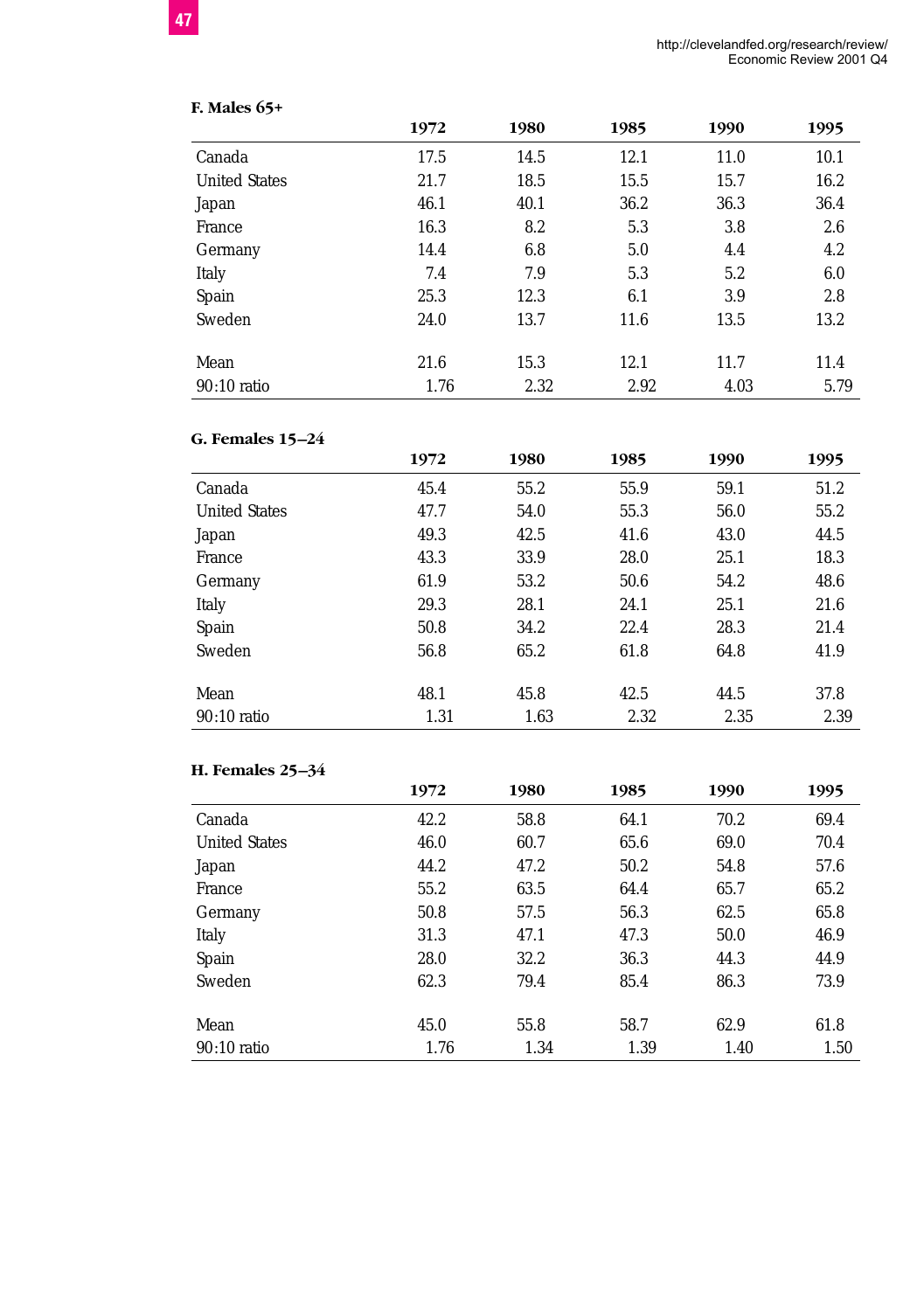**F. Males 65+**

| | 1972 | 1980 | 1985 | 1990 | 1995 |
|---|---|---|---|---|---|
| Canada | 17.5 | 14.5 | 12.1 | 11.0 | 10.1 |
| United States | 21.7 | 18.5 | 15.5 | 15.7 | 16.2 |
| Japan | 46.1 | 40.1 | 36.2 | 36.3 | 36.4 |
| France | 16.3 | 8.2 | 5.3 | 3.8 | 2.6 |
| Germany | 14.4 | 6.8 | 5.0 | 4.4 | 4.2 |
| Italy | 7.4 | 7.9 | 5.3 | 5.2 | 6.0 |
| Spain | 25.3 | 12.3 | 6.1 | 3.9 | 2.8 |
| Sweden | 24.0 | 13.7 | 11.6 | 13.5 | 13.2 |
| Mean | 21.6 | 15.3 | 12.1 | 11.7 | 11.4 |
| 90:10 ratio | 1.76 | 2.32 | 2.92 | 4.03 | 5.79 |

**G. Females 15–24**

| | 1972 | 1980 | 1985 | 1990 | 1995 |
|---|---|---|---|---|---|
| Canada | 45.4 | 55.2 | 55.9 | 59.1 | 51.2 |
| United States | 47.7 | 54.0 | 55.3 | 56.0 | 55.2 |
| Japan | 49.3 | 42.5 | 41.6 | 43.0 | 44.5 |
| France | 43.3 | 33.9 | 28.0 | 25.1 | 18.3 |
| Germany | 61.9 | 53.2 | 50.6 | 54.2 | 48.6 |
| Italy | 29.3 | 28.1 | 24.1 | 25.1 | 21.6 |
| Spain | 50.8 | 34.2 | 22.4 | 28.3 | 21.4 |
| Sweden | 56.8 | 65.2 | 61.8 | 64.8 | 41.9 |
| Mean | 48.1 | 45.8 | 42.5 | 44.5 | 37.8 |
| 90:10 ratio | 1.31 | 1.63 | 2.32 | 2.35 | 2.39 |

**H. Females 25–34**

| | 1972 | 1980 | 1985 | 1990 | 1995 |
|---|---|---|---|---|---|
| Canada | 42.2 | 58.8 | 64.1 | 70.2 | 69.4 |
| United States | 46.0 | 60.7 | 65.6 | 69.0 | 70.4 |
| Japan | 44.2 | 47.2 | 50.2 | 54.8 | 57.6 |
| France | 55.2 | 63.5 | 64.4 | 65.7 | 65.2 |
| Germany | 50.8 | 57.5 | 56.3 | 62.5 | 65.8 |
| Italy | 31.3 | 47.1 | 47.3 | 50.0 | 46.9 |
| Spain | 28.0 | 32.2 | 36.3 | 44.3 | 44.9 |
| Sweden | 62.3 | 79.4 | 85.4 | 86.3 | 73.9 |
| Mean | 45.0 | 55.8 | 58.7 | 62.9 | 61.8 |
| 90:10 ratio | 1.76 | 1.34 | 1.39 | 1.40 | 1.50 |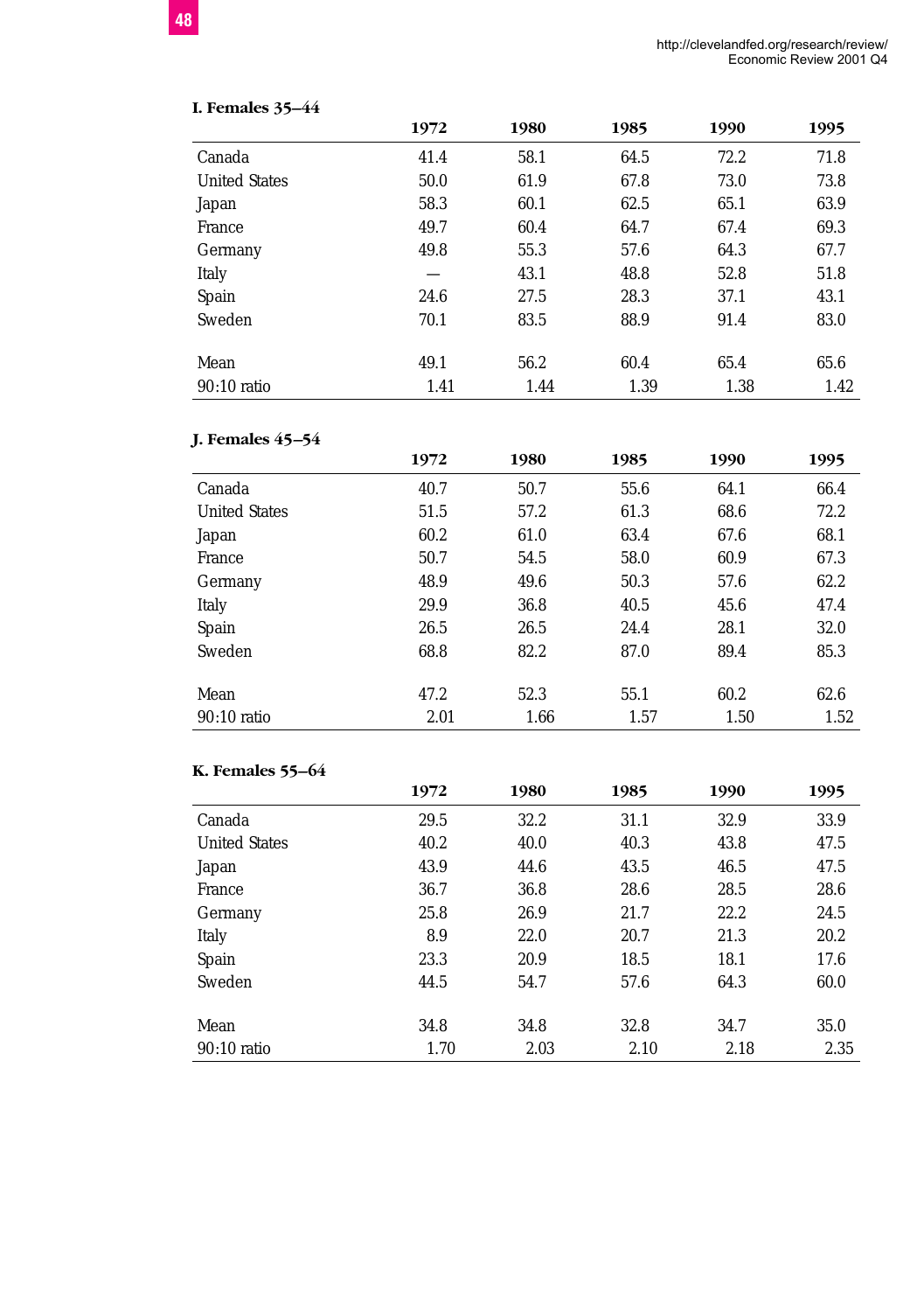**I. Females 35–44**

| | 1972 | 1980 | 1985 | 1990 | 1995 |
|---|---|---|---|---|---|
| Canada | 41.4 | 58.1 | 64.5 | 72.2 | 71.8 |
| United States | 50.0 | 61.9 | 67.8 | 73.0 | 73.8 |
| Japan | 58.3 | 60.1 | 62.5 | 65.1 | 63.9 |
| France | 49.7 | 60.4 | 64.7 | 67.4 | 69.3 |
| Germany | 49.8 | 55.3 | 57.6 | 64.3 | 67.7 |
| Italy | — | 43.1 | 48.8 | 52.8 | 51.8 |
| Spain | 24.6 | 27.5 | 28.3 | 37.1 | 43.1 |
| Sweden | 70.1 | 83.5 | 88.9 | 91.4 | 83.0 |
| Mean | 49.1 | 56.2 | 60.4 | 65.4 | 65.6 |
| 90:10 ratio | 1.41 | 1.44 | 1.39 | 1.38 | 1.42 |

**J. Females 45–54**

| | 1972 | 1980 | 1985 | 1990 | 1995 |
|---|---|---|---|---|---|
| Canada | 40.7 | 50.7 | 55.6 | 64.1 | 66.4 |
| United States | 51.5 | 57.2 | 61.3 | 68.6 | 72.2 |
| Japan | 60.2 | 61.0 | 63.4 | 67.6 | 68.1 |
| France | 50.7 | 54.5 | 58.0 | 60.9 | 67.3 |
| Germany | 48.9 | 49.6 | 50.3 | 57.6 | 62.2 |
| Italy | 29.9 | 36.8 | 40.5 | 45.6 | 47.4 |
| Spain | 26.5 | 26.5 | 24.4 | 28.1 | 32.0 |
| Sweden | 68.8 | 82.2 | 87.0 | 89.4 | 85.3 |
| Mean | 47.2 | 52.3 | 55.1 | 60.2 | 62.6 |
| 90:10 ratio | 2.01 | 1.66 | 1.57 | 1.50 | 1.52 |

**K. Females 55–64**

| | 1972 | 1980 | 1985 | 1990 | 1995 |
|---|---|---|---|---|---|
| Canada | 29.5 | 32.2 | 31.1 | 32.9 | 33.9 |
| United States | 40.2 | 40.0 | 40.3 | 43.8 | 47.5 |
| Japan | 43.9 | 44.6 | 43.5 | 46.5 | 47.5 |
| France | 36.7 | 36.8 | 28.6 | 28.5 | 28.6 |
| Germany | 25.8 | 26.9 | 21.7 | 22.2 | 24.5 |
| Italy | 8.9 | 22.0 | 20.7 | 21.3 | 20.2 |
| Spain | 23.3 | 20.9 | 18.5 | 18.1 | 17.6 |
| Sweden | 44.5 | 54.7 | 57.6 | 64.3 | 60.0 |
| Mean | 34.8 | 34.8 | 32.8 | 34.7 | 35.0 |
| 90:10 ratio | 1.70 | 2.03 | 2.10 | 2.18 | 2.35 |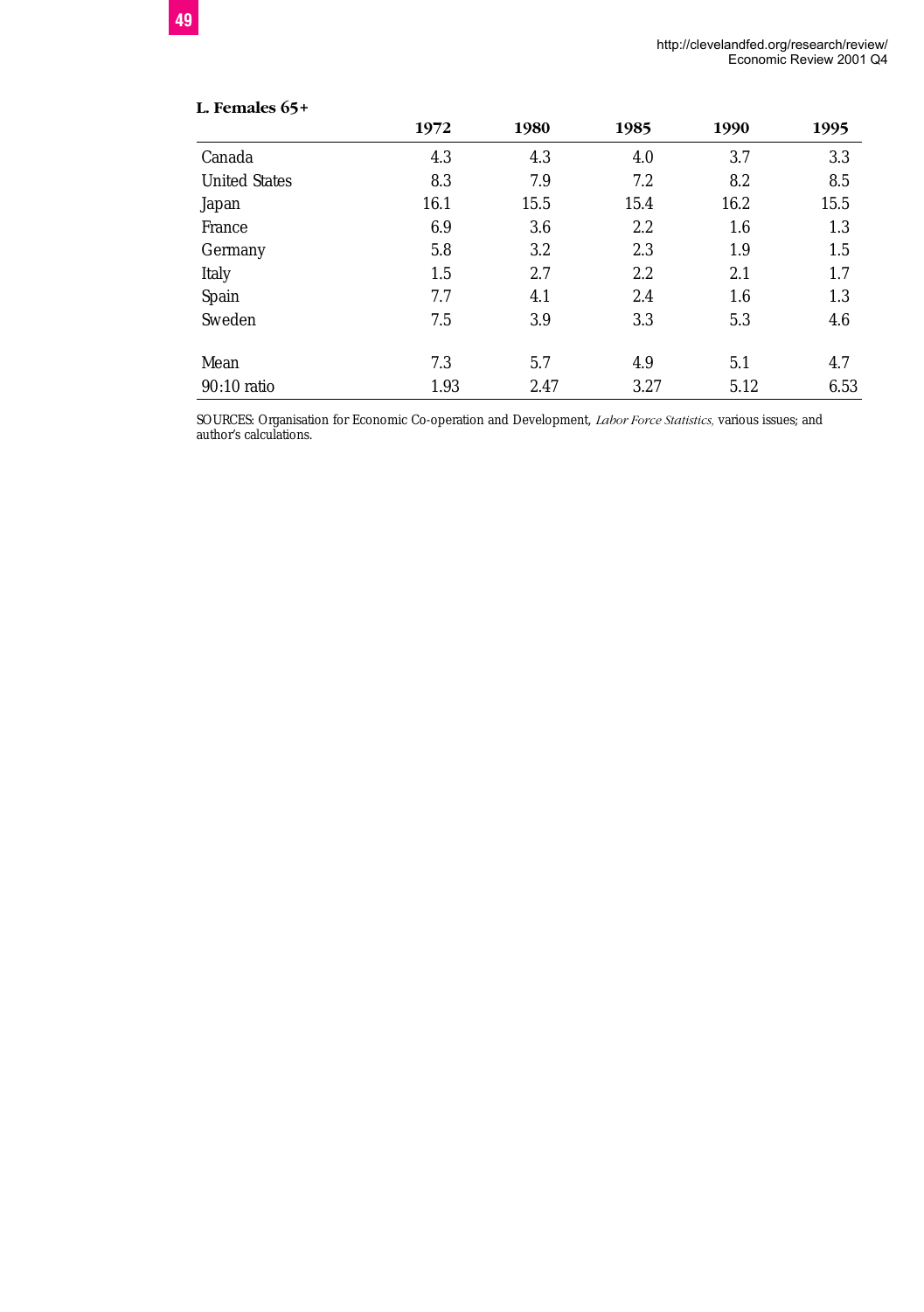**L. Females 65+**

| | 1972 | 1980 | 1985 | 1990 | 1995 |
|---|---|---|---|---|---|
| Canada | 4.3 | 4.3 | 4.0 | 3.7 | 3.3 |
| United States | 8.3 | 7.9 | 7.2 | 8.2 | 8.5 |
| Japan | 16.1 | 15.5 | 15.4 | 16.2 | 15.5 |
| France | 6.9 | 3.6 | 2.2 | 1.6 | 1.3 |
| Germany | 5.8 | 3.2 | 2.3 | 1.9 | 1.5 |
| Italy | 1.5 | 2.7 | 2.2 | 2.1 | 1.7 |
| Spain | 7.7 | 4.1 | 2.4 | 1.6 | 1.3 |
| Sweden | 7.5 | 3.9 | 3.3 | 5.3 | 4.6 |
| | | | | | |
| Mean | 7.3 | 5.7 | 4.9 | 5.1 | 4.7 |
| 90:10 ratio | 1.93 | 2.47 | 3.27 | 5.12 | 6.53 |

SOURCES: Organisation for Economic Co-operation and Development, *Labor Force Statistics,* various issues; and author's calculations.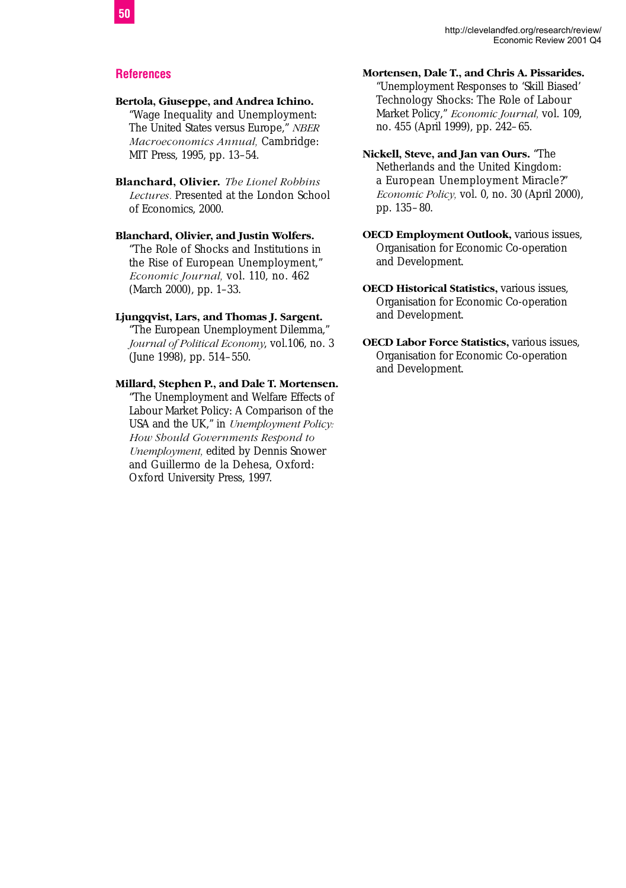## References

**Bertola, Giuseppe, and Andrea Ichino.** "Wage Inequality and Unemployment: The United States versus Europe," *NBER Macroeconomics Annual,* Cambridge: MIT Press, 1995, pp. 13–54.

**Blanchard, Olivier.** *The Lionel Robbins Lectures.* Presented at the London School of Economics, 2000.

**Blanchard, Olivier, and Justin Wolfers.** "The Role of Shocks and Institutions in the Rise of European Unemployment," *Economic Journal,* vol. 110, no. 462 (March 2000), pp. 1–33.

**Ljungqvist, Lars, and Thomas J. Sargent.** "The European Unemployment Dilemma," *Journal of Political Economy*, vol.106, no. 3 (June 1998), pp. 514–550.

**Millard, Stephen P., and Dale T. Mortensen.** "The Unemployment and Welfare Effects of Labour Market Policy: A Comparison of the USA and the UK," in *Unemployment Policy: How Should Governments Respond to Unemployment,* edited by Dennis Snower and Guillermo de la Dehesa, Oxford: Oxford University Press, 1997.

**Mortensen, Dale T., and Chris A. Pissarides.** "Unemployment Responses to 'Skill Biased' Technology Shocks: The Role of Labour Market Policy," *Economic Journal,* vol. 109, no. 455 (April 1999), pp. 242–65.

**Nickell, Steve, and Jan van Ours.** "The Netherlands and the United Kingdom: a European Unemployment Miracle?" *Economic Policy,* vol. 0, no. 30 (April 2000), pp. 135–80.

**OECD Employment Outlook,** various issues, Organisation for Economic Co-operation and Development.

**OECD Historical Statistics,** various issues, Organisation for Economic Co-operation and Development.

**OECD Labor Force Statistics,** various issues, Organisation for Economic Co-operation and Development.